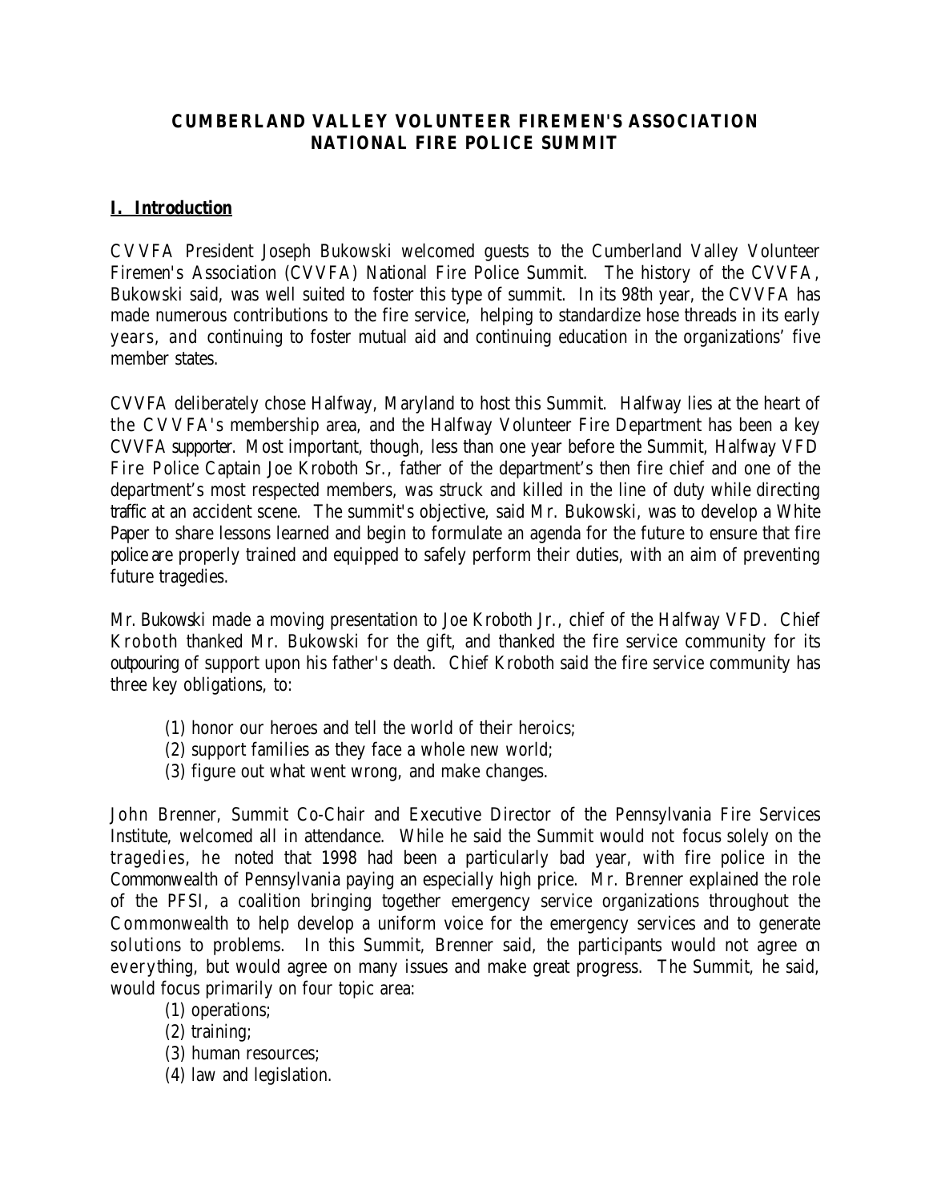# CUMBERLAND VALLEY VOLUNTEER FIREMEN'S ASSOCIATION NATIONAL FIRE POLICE SUMMIT

## I. Introduction

CVVFA President Joseph Bukowski welcomed guests to the Cumberland Valley Volunteer Firemen's Association (CVVFA) National Fire Police Summit. The history of the CVVFA, Bukowski said, was well suited to foster this type of summit. In its 98th year, the CVVFA has made numerous contributions to the fire service, helping to standardize hose threads in its early years, and continuing to foster mutual aid and continuing education in the organizations' five member states.

CVVFA deliberately chose Halfway, Maryland to host this Summit. Halfway lies at the heart of the CVVFA's membership area, and the Halfway Volunteer Fire Department has been a key CVVFA supporter. Most important, though, less than one year before the Summit, Halfway VFD Fire Police Captain Joe Kroboth Sr., father of the department's then fire chief and one of the department's most respected members, was struck and killed in the line of duty while directing traffic at an accident scene. The summit's objective, said Mr. Bukowski, was to develop a White Paper to share lessons learned and begin to formulate an agenda for the future to ensure that fire police are properly trained and equipped to safely perform their duties, with an aim of preventing future tragedies.

Mr. Bukowski made a moving presentation to Joe Kroboth Jr., chief of the Halfway VFD. Chief Kroboth thanked Mr. Bukowski for the gift, and thanked the fire service community for its outpouring of support upon his father's death. Chief Kroboth said the fire service community has three key obligations, to:

(1) honor our heroes and tell the world of their heroics;
(2) support families as they face a whole new world;
(3) figure out what went wrong, and make changes.

John Brenner, Summit Co-Chair and Executive Director of the Pennsylvania Fire Services Institute, welcomed all in attendance. While he said the Summit would not focus solely on the tragedies, he noted that 1998 had been a particularly bad year, with fire police in the Commonwealth of Pennsylvania paying an especially high price. Mr. Brenner explained the role of the PFSI, a coalition bringing together emergency service organizations throughout the Commonwealth to help develop a uniform voice for the emergency services and to generate solutions to problems. In this Summit, Brenner said, the participants would not agree on everything, but would agree on many issues and make great progress. The Summit, he said, would focus primarily on four topic area:

(1) operations;
(2) training;
(3) human resources;
(4) law and legislation.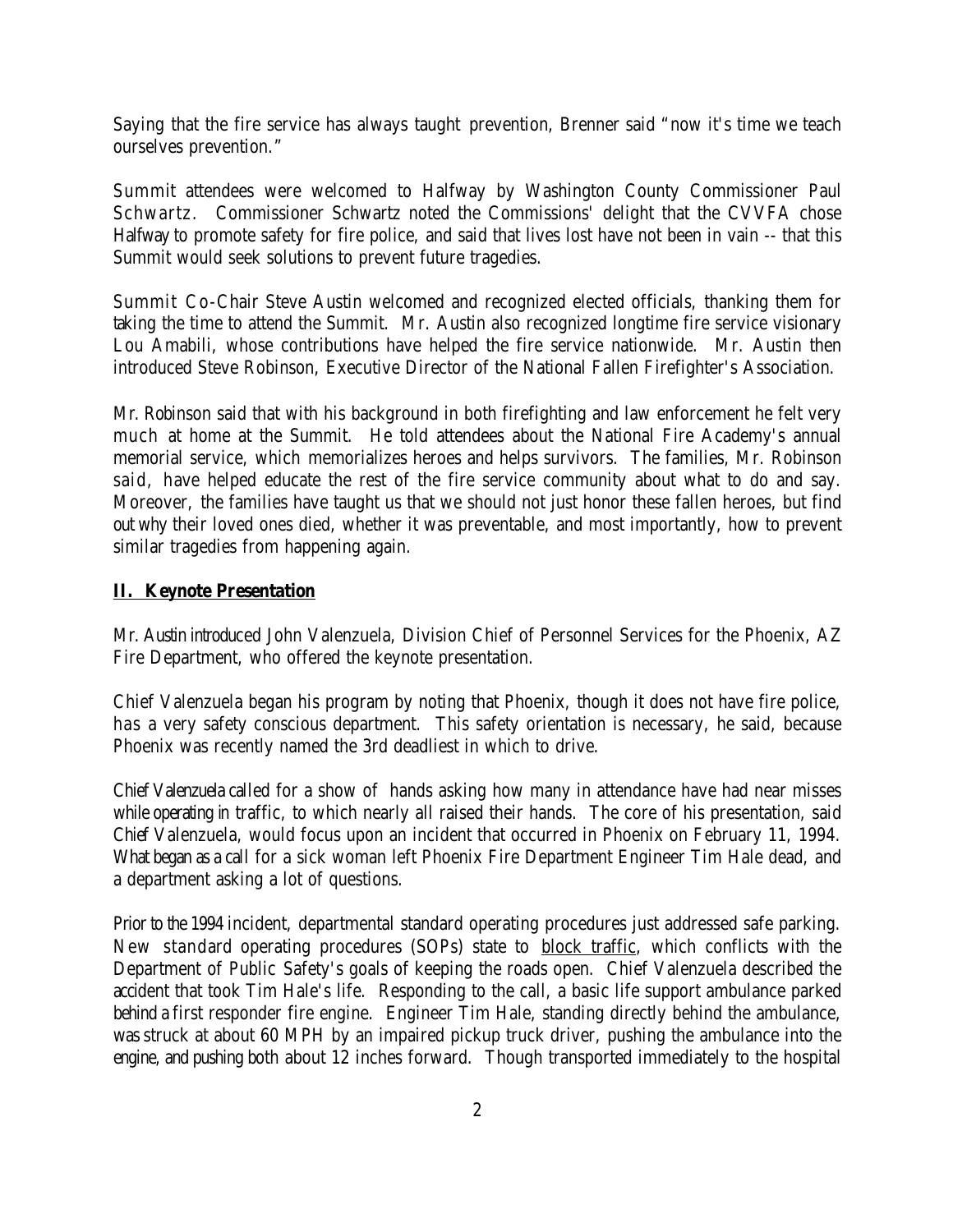Saying that the fire service has always taught prevention, Brenner said "now it's time we teach ourselves prevention."

Summit attendees were welcomed to Halfway by Washington County Commissioner Paul Schwartz. Commissioner Schwartz noted the Commissions' delight that the CVVFA chose Halfway to promote safety for fire police, and said that lives lost have not been in vain -- that this Summit would seek solutions to prevent future tragedies.

Summit Co-Chair Steve Austin welcomed and recognized elected officials, thanking them for taking the time to attend the Summit. Mr. Austin also recognized longtime fire service visionary Lou Amabili, whose contributions have helped the fire service nationwide. Mr. Austin then introduced Steve Robinson, Executive Director of the National Fallen Firefighter's Association.

Mr. Robinson said that with his background in both firefighting and law enforcement he felt very much at home at the Summit. He told attendees about the National Fire Academy's annual memorial service, which memorializes heroes and helps survivors. The families, Mr. Robinson said, have helped educate the rest of the fire service community about what to do and say. Moreover, the families have taught us that we should not just honor these fallen heroes, but find out why their loved ones died, whether it was preventable, and most importantly, how to prevent similar tragedies from happening again.

## **II. Keynote Presentation**

Mr. Austin introduced John Valenzuela, Division Chief of Personnel Services for the Phoenix, AZ Fire Department, who offered the keynote presentation.

Chief Valenzuela began his program by noting that Phoenix, though it does not have fire police, has a very safety conscious department. This safety orientation is necessary, he said, because Phoenix was recently named the 3rd deadliest in which to drive.

Chief Valenzuela called for a show of hands asking how many in attendance have had near misses while operating in traffic, to which nearly all raised their hands. The core of his presentation, said Chief Valenzuela, would focus upon an incident that occurred in Phoenix on February 11, 1994. What began as a call for a sick woman left Phoenix Fire Department Engineer Tim Hale dead, and a department asking a lot of questions.

Prior to the 1994 incident, departmental standard operating procedures just addressed safe parking. New standard operating procedures (SOPs) state to block traffic, which conflicts with the Department of Public Safety's goals of keeping the roads open. Chief Valenzuela described the accident that took Tim Hale's life. Responding to the call, a basic life support ambulance parked behind a first responder fire engine. Engineer Tim Hale, standing directly behind the ambulance, was struck at about 60 MPH by an impaired pickup truck driver, pushing the ambulance into the engine, and pushing both about 12 inches forward. Though transported immediately to the hospital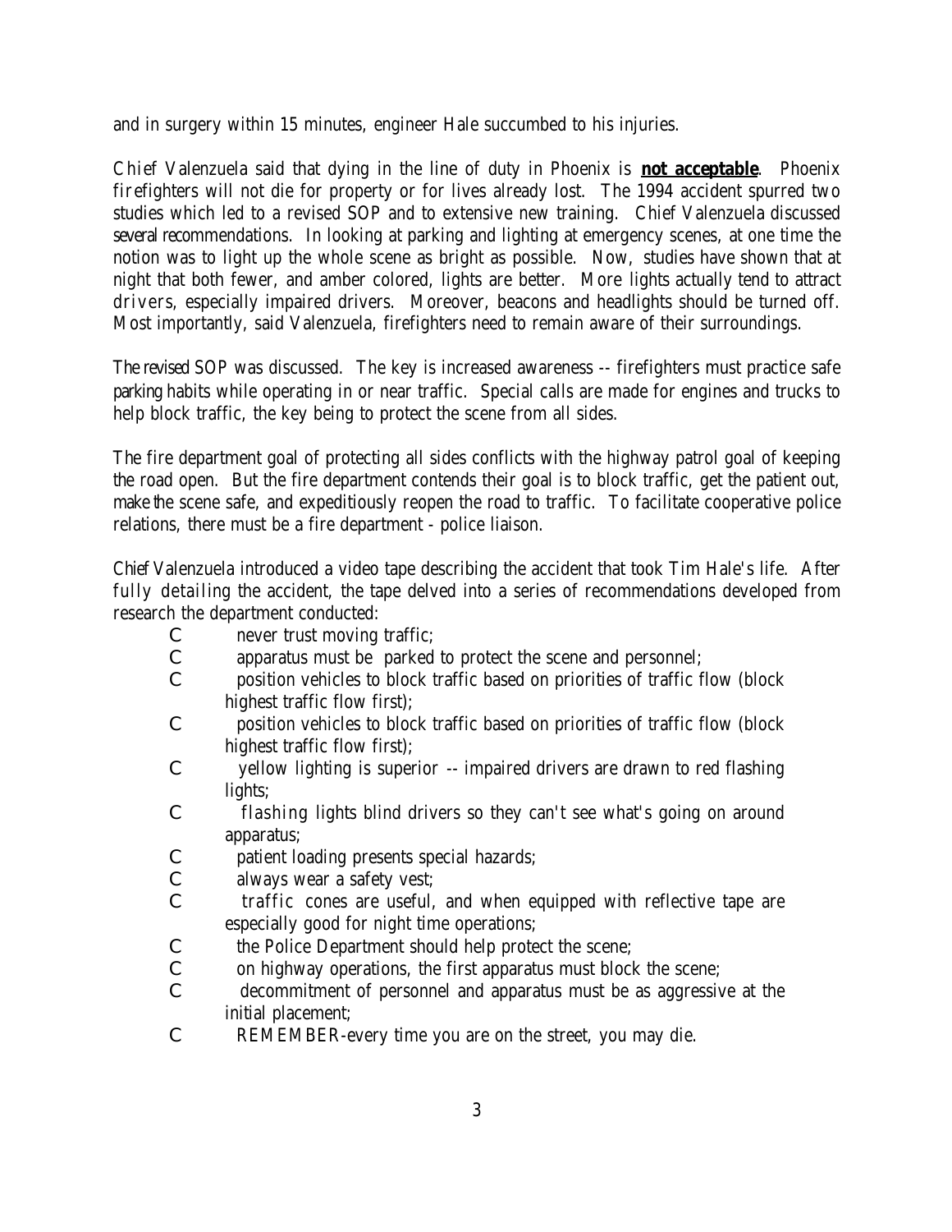and in surgery within 15 minutes, engineer Hale succumbed to his injuries.

Chief Valenzuela said that dying in the line of duty in Phoenix is **not acceptable**. Phoenix firefighters will not die for property or for lives already lost. The 1994 accident spurred two studies which led to a revised SOP and to extensive new training. Chief Valenzuela discussed several recommendations. In looking at parking and lighting at emergency scenes, at one time the notion was to light up the whole scene as bright as possible. Now, studies have shown that at night that both fewer, and amber colored, lights are better. More lights actually tend to attract drivers, especially impaired drivers. Moreover, beacons and headlights should be turned off. Most importantly, said Valenzuela, firefighters need to remain aware of their surroundings.

The revised SOP was discussed. The key is increased awareness -- firefighters must practice safe parking habits while operating in or near traffic. Special calls are made for engines and trucks to help block traffic, the key being to protect the scene from all sides.

The fire department goal of protecting all sides conflicts with the highway patrol goal of keeping the road open. But the fire department contends their goal is to block traffic, get the patient out, make the scene safe, and expeditiously reopen the road to traffic. To facilitate cooperative police relations, there must be a fire department - police liaison.

Chief Valenzuela introduced a video tape describing the accident that took Tim Hale's life. After fully detailing the accident, the tape delved into a series of recommendations developed from research the department conducted:

- never trust moving traffic;
- apparatus must be parked to protect the scene and personnel;
- position vehicles to block traffic based on priorities of traffic flow (block highest traffic flow first);
- position vehicles to block traffic based on priorities of traffic flow (block highest traffic flow first);
- yellow lighting is superior -- impaired drivers are drawn to red flashing lights;
- flashing lights blind drivers so they can't see what's going on around apparatus;
- patient loading presents special hazards;
- always wear a safety vest;
- traffic cones are useful, and when equipped with reflective tape are especially good for night time operations;
- the Police Department should help protect the scene;
- on highway operations, the first apparatus must block the scene;
- decommitment of personnel and apparatus must be as aggressive at the initial placement;
- REMEMBER-every time you are on the street, you may die.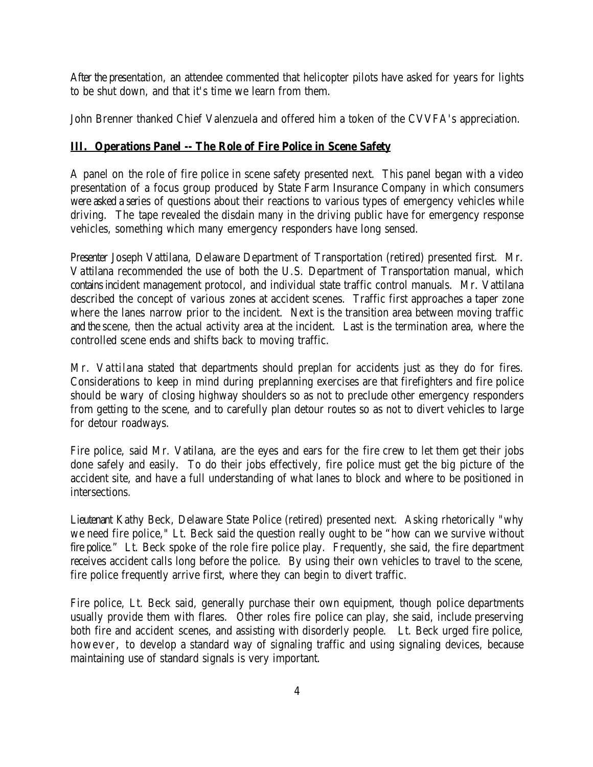After the presentation, an attendee commented that helicopter pilots have asked for years for lights to be shut down, and that it's time we learn from them.

John Brenner thanked Chief Valenzuela and offered him a token of the CVVFA's appreciation.

## III. Operations Panel -- The Role of Fire Police in Scene Safety

A panel on the role of fire police in scene safety presented next. This panel began with a video presentation of a focus group produced by State Farm Insurance Company in which consumers were asked a series of questions about their reactions to various types of emergency vehicles while driving. The tape revealed the disdain many in the driving public have for emergency response vehicles, something which many emergency responders have long sensed.

Presenter Joseph Vattilana, Delaware Department of Transportation (retired) presented first. Mr. Vattilana recommended the use of both the U.S. Department of Transportation manual, which contains incident management protocol, and individual state traffic control manuals. Mr. Vattilana described the concept of various zones at accident scenes. Traffic first approaches a taper zone where the lanes narrow prior to the incident. Next is the transition area between moving traffic and the scene, then the actual activity area at the incident. Last is the termination area, where the controlled scene ends and shifts back to moving traffic.

Mr. Vattilana stated that departments should preplan for accidents just as they do for fires. Considerations to keep in mind during preplanning exercises are that firefighters and fire police should be wary of closing highway shoulders so as not to preclude other emergency responders from getting to the scene, and to carefully plan detour routes so as not to divert vehicles to large for detour roadways.

Fire police, said Mr. Vatilana, are the eyes and ears for the fire crew to let them get their jobs done safely and easily. To do their jobs effectively, fire police must get the big picture of the accident site, and have a full understanding of what lanes to block and where to be positioned in intersections.

Lieutenant Kathy Beck, Delaware State Police (retired) presented next. Asking rhetorically "why we need fire police," Lt. Beck said the question really ought to be "how can we survive without fire police." Lt. Beck spoke of the role fire police play. Frequently, she said, the fire department receives accident calls long before the police. By using their own vehicles to travel to the scene, fire police frequently arrive first, where they can begin to divert traffic.

Fire police, Lt. Beck said, generally purchase their own equipment, though police departments usually provide them with flares. Other roles fire police can play, she said, include preserving both fire and accident scenes, and assisting with disorderly people. Lt. Beck urged fire police, however, to develop a standard way of signaling traffic and using signaling devices, because maintaining use of standard signals is very important.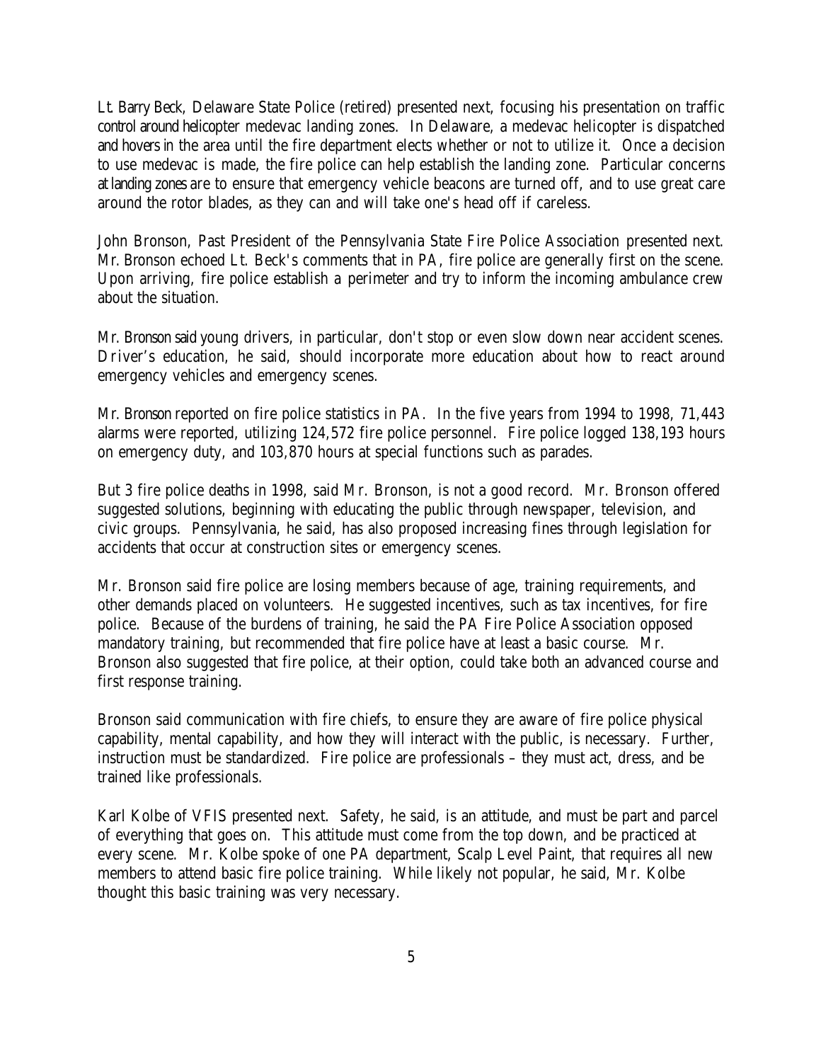Lt. Barry Beck, Delaware State Police (retired) presented next, focusing his presentation on traffic control around helicopter medevac landing zones. In Delaware, a medevac helicopter is dispatched and hovers in the area until the fire department elects whether or not to utilize it. Once a decision to use medevac is made, the fire police can help establish the landing zone. Particular concerns at landing zones are to ensure that emergency vehicle beacons are turned off, and to use great care around the rotor blades, as they can and will take one's head off if careless.

John Bronson, Past President of the Pennsylvania State Fire Police Association presented next. Mr. Bronson echoed Lt. Beck's comments that in PA, fire police are generally first on the scene. Upon arriving, fire police establish a perimeter and try to inform the incoming ambulance crew about the situation.

Mr. Bronson said young drivers, in particular, don't stop or even slow down near accident scenes. Driver's education, he said, should incorporate more education about how to react around emergency vehicles and emergency scenes.

Mr. Bronson reported on fire police statistics in PA. In the five years from 1994 to 1998, 71,443 alarms were reported, utilizing 124,572 fire police personnel. Fire police logged 138,193 hours on emergency duty, and 103,870 hours at special functions such as parades.

But 3 fire police deaths in 1998, said Mr. Bronson, is not a good record. Mr. Bronson offered suggested solutions, beginning with educating the public through newspaper, television, and civic groups. Pennsylvania, he said, has also proposed increasing fines through legislation for accidents that occur at construction sites or emergency scenes.

Mr. Bronson said fire police are losing members because of age, training requirements, and other demands placed on volunteers. He suggested incentives, such as tax incentives, for fire police. Because of the burdens of training, he said the PA Fire Police Association opposed mandatory training, but recommended that fire police have at least a basic course. Mr. Bronson also suggested that fire police, at their option, could take both an advanced course and first response training.

Bronson said communication with fire chiefs, to ensure they are aware of fire police physical capability, mental capability, and how they will interact with the public, is necessary. Further, instruction must be standardized. Fire police are professionals – they must act, dress, and be trained like professionals.

Karl Kolbe of VFIS presented next. Safety, he said, is an attitude, and must be part and parcel of everything that goes on. This attitude must come from the top down, and be practiced at every scene. Mr. Kolbe spoke of one PA department, Scalp Level Paint, that requires all new members to attend basic fire police training. While likely not popular, he said, Mr. Kolbe thought this basic training was very necessary.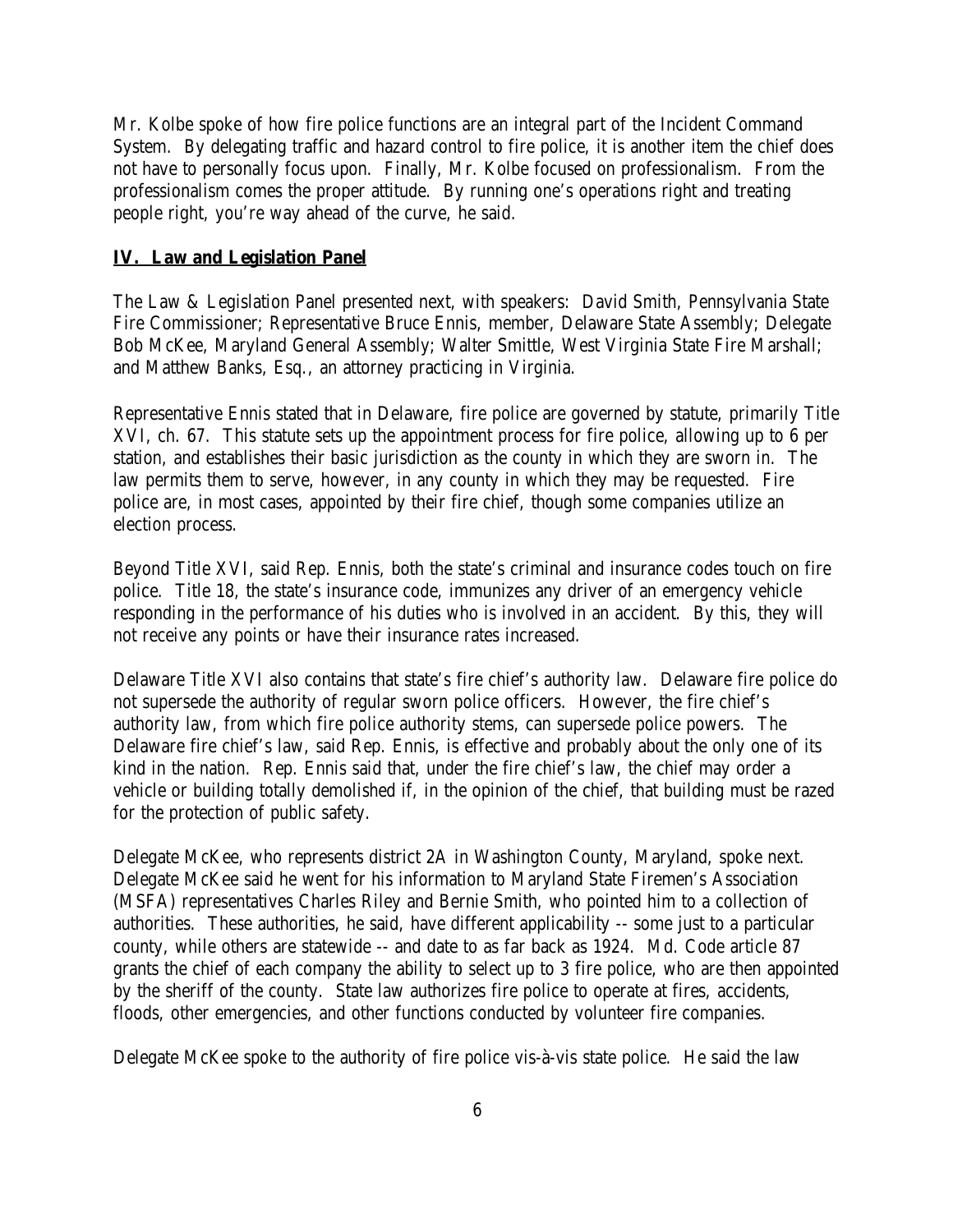Mr. Kolbe spoke of how fire police functions are an integral part of the Incident Command System. By delegating traffic and hazard control to fire police, it is another item the chief does not have to personally focus upon. Finally, Mr. Kolbe focused on professionalism. From the professionalism comes the proper attitude. By running one's operations right and treating people right, you're way ahead of the curve, he said.

## IV. Law and Legislation Panel

The Law & Legislation Panel presented next, with speakers: David Smith, Pennsylvania State Fire Commissioner; Representative Bruce Ennis, member, Delaware State Assembly; Delegate Bob McKee, Maryland General Assembly; Walter Smittle, West Virginia State Fire Marshall; and Matthew Banks, Esq., an attorney practicing in Virginia.

Representative Ennis stated that in Delaware, fire police are governed by statute, primarily Title XVI, ch. 67. This statute sets up the appointment process for fire police, allowing up to 6 per station, and establishes their basic jurisdiction as the county in which they are sworn in. The law permits them to serve, however, in any county in which they may be requested. Fire police are, in most cases, appointed by their fire chief, though some companies utilize an election process.

Beyond Title XVI, said Rep. Ennis, both the state's criminal and insurance codes touch on fire police. Title 18, the state's insurance code, immunizes any driver of an emergency vehicle responding in the performance of his duties who is involved in an accident. By this, they will not receive any points or have their insurance rates increased.

Delaware Title XVI also contains that state's fire chief's authority law. Delaware fire police do not supersede the authority of regular sworn police officers. However, the fire chief's authority law, from which fire police authority stems, can supersede police powers. The Delaware fire chief's law, said Rep. Ennis, is effective and probably about the only one of its kind in the nation. Rep. Ennis said that, under the fire chief's law, the chief may order a vehicle or building totally demolished if, in the opinion of the chief, that building must be razed for the protection of public safety.

Delegate McKee, who represents district 2A in Washington County, Maryland, spoke next. Delegate McKee said he went for his information to Maryland State Firemen's Association (MSFA) representatives Charles Riley and Bernie Smith, who pointed him to a collection of authorities. These authorities, he said, have different applicability -- some just to a particular county, while others are statewide -- and date to as far back as 1924. Md. Code article 87 grants the chief of each company the ability to select up to 3 fire police, who are then appointed by the sheriff of the county. State law authorizes fire police to operate at fires, accidents, floods, other emergencies, and other functions conducted by volunteer fire companies.

Delegate McKee spoke to the authority of fire police vis-à-vis state police. He said the law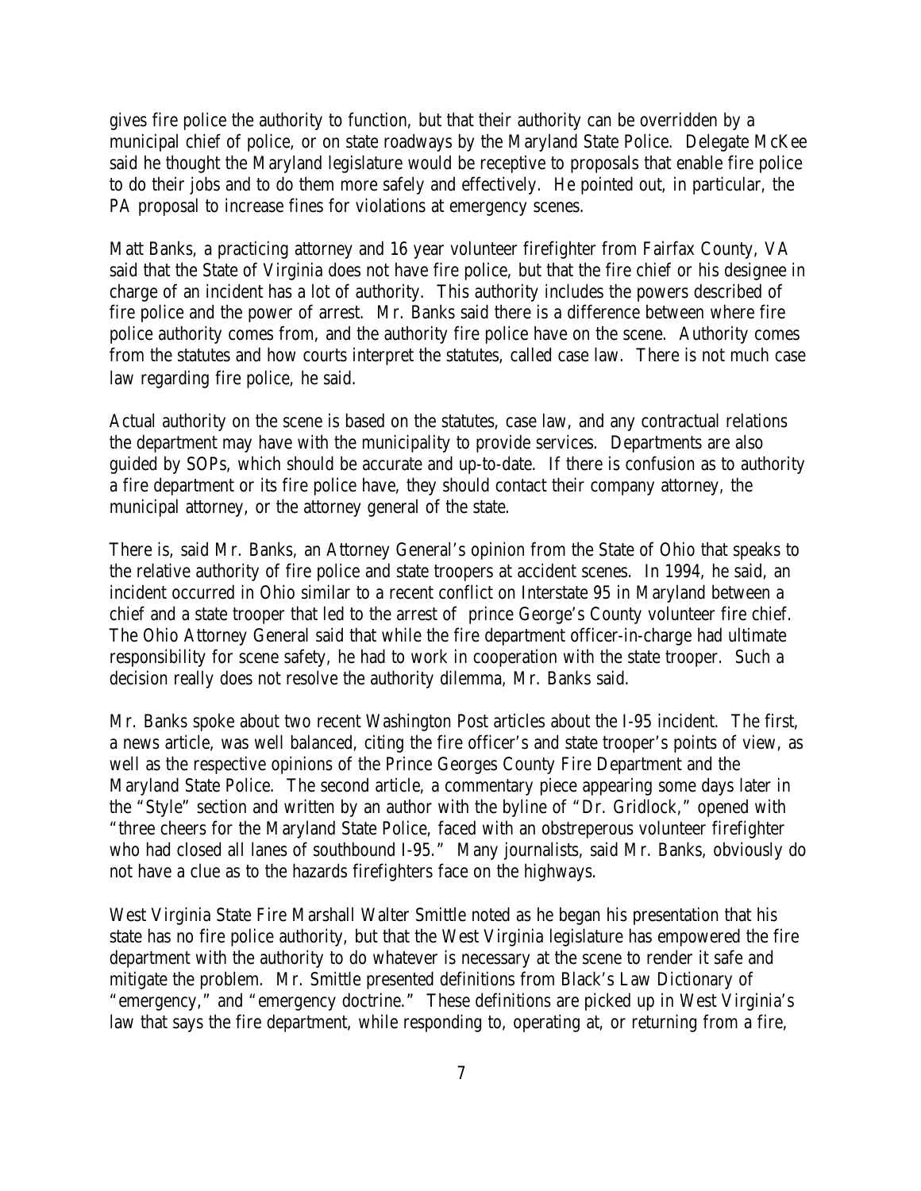gives fire police the authority to function, but that their authority can be overridden by a municipal chief of police, or on state roadways by the Maryland State Police. Delegate McKee said he thought the Maryland legislature would be receptive to proposals that enable fire police to do their jobs and to do them more safely and effectively. He pointed out, in particular, the PA proposal to increase fines for violations at emergency scenes.

Matt Banks, a practicing attorney and 16 year volunteer firefighter from Fairfax County, VA said that the State of Virginia does not have fire police, but that the fire chief or his designee in charge of an incident has a lot of authority. This authority includes the powers described of fire police and the power of arrest. Mr. Banks said there is a difference between where fire police authority comes from, and the authority fire police have on the scene. Authority comes from the statutes and how courts interpret the statutes, called case law. There is not much case law regarding fire police, he said.

Actual authority on the scene is based on the statutes, case law, and any contractual relations the department may have with the municipality to provide services. Departments are also guided by SOPs, which should be accurate and up-to-date. If there is confusion as to authority a fire department or its fire police have, they should contact their company attorney, the municipal attorney, or the attorney general of the state.

There is, said Mr. Banks, an Attorney General's opinion from the State of Ohio that speaks to the relative authority of fire police and state troopers at accident scenes. In 1994, he said, an incident occurred in Ohio similar to a recent conflict on Interstate 95 in Maryland between a chief and a state trooper that led to the arrest of prince George's County volunteer fire chief. The Ohio Attorney General said that while the fire department officer-in-charge had ultimate responsibility for scene safety, he had to work in cooperation with the state trooper. Such a decision really does not resolve the authority dilemma, Mr. Banks said.

Mr. Banks spoke about two recent Washington Post articles about the I-95 incident. The first, a news article, was well balanced, citing the fire officer's and state trooper's points of view, as well as the respective opinions of the Prince Georges County Fire Department and the Maryland State Police. The second article, a commentary piece appearing some days later in the "Style" section and written by an author with the byline of "Dr. Gridlock," opened with "three cheers for the Maryland State Police, faced with an obstreperous volunteer firefighter who had closed all lanes of southbound I-95." Many journalists, said Mr. Banks, obviously do not have a clue as to the hazards firefighters face on the highways.

West Virginia State Fire Marshall Walter Smittle noted as he began his presentation that his state has no fire police authority, but that the West Virginia legislature has empowered the fire department with the authority to do whatever is necessary at the scene to render it safe and mitigate the problem. Mr. Smittle presented definitions from Black's Law Dictionary of "emergency," and "emergency doctrine." These definitions are picked up in West Virginia's law that says the fire department, while responding to, operating at, or returning from a fire,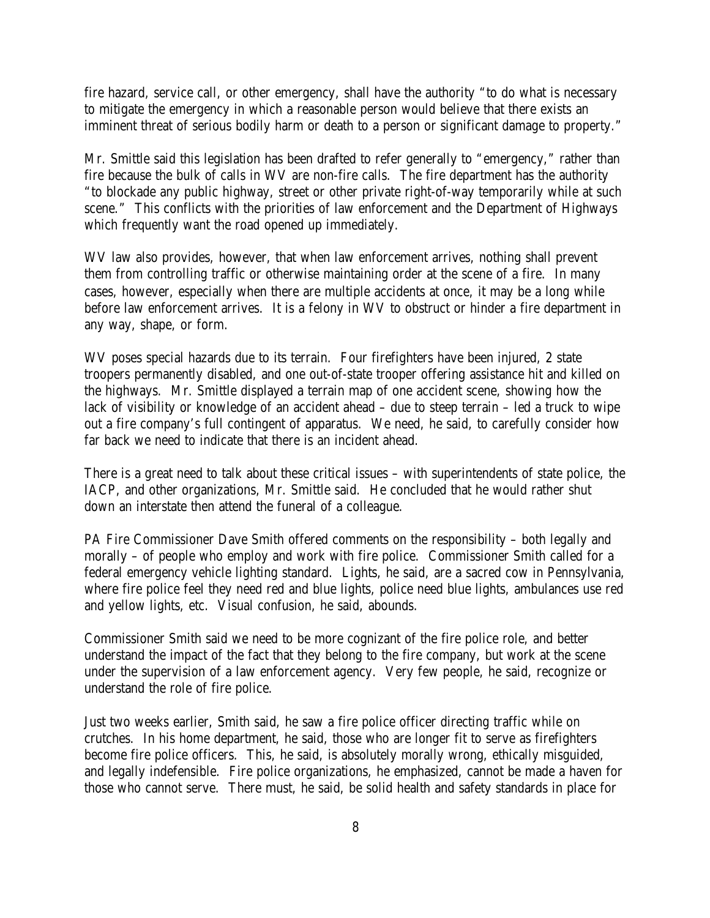fire hazard, service call, or other emergency, shall have the authority "to do what is necessary to mitigate the emergency in which a reasonable person would believe that there exists an imminent threat of serious bodily harm or death to a person or significant damage to property."

Mr. Smittle said this legislation has been drafted to refer generally to "emergency," rather than fire because the bulk of calls in WV are non-fire calls. The fire department has the authority "to blockade any public highway, street or other private right-of-way temporarily while at such scene." This conflicts with the priorities of law enforcement and the Department of Highways which frequently want the road opened up immediately.

WV law also provides, however, that when law enforcement arrives, nothing shall prevent them from controlling traffic or otherwise maintaining order at the scene of a fire. In many cases, however, especially when there are multiple accidents at once, it may be a long while before law enforcement arrives. It is a felony in WV to obstruct or hinder a fire department in any way, shape, or form.

WV poses special hazards due to its terrain. Four firefighters have been injured, 2 state troopers permanently disabled, and one out-of-state trooper offering assistance hit and killed on the highways. Mr. Smittle displayed a terrain map of one accident scene, showing how the lack of visibility or knowledge of an accident ahead – due to steep terrain – led a truck to wipe out a fire company's full contingent of apparatus. We need, he said, to carefully consider how far back we need to indicate that there is an incident ahead.

There is a great need to talk about these critical issues – with superintendents of state police, the IACP, and other organizations, Mr. Smittle said. He concluded that he would rather shut down an interstate then attend the funeral of a colleague.

PA Fire Commissioner Dave Smith offered comments on the responsibility – both legally and morally – of people who employ and work with fire police. Commissioner Smith called for a federal emergency vehicle lighting standard. Lights, he said, are a sacred cow in Pennsylvania, where fire police feel they need red and blue lights, police need blue lights, ambulances use red and yellow lights, etc. Visual confusion, he said, abounds.

Commissioner Smith said we need to be more cognizant of the fire police role, and better understand the impact of the fact that they belong to the fire company, but work at the scene under the supervision of a law enforcement agency. Very few people, he said, recognize or understand the role of fire police.

Just two weeks earlier, Smith said, he saw a fire police officer directing traffic while on crutches. In his home department, he said, those who are longer fit to serve as firefighters become fire police officers. This, he said, is absolutely morally wrong, ethically misguided, and legally indefensible. Fire police organizations, he emphasized, cannot be made a haven for those who cannot serve. There must, he said, be solid health and safety standards in place for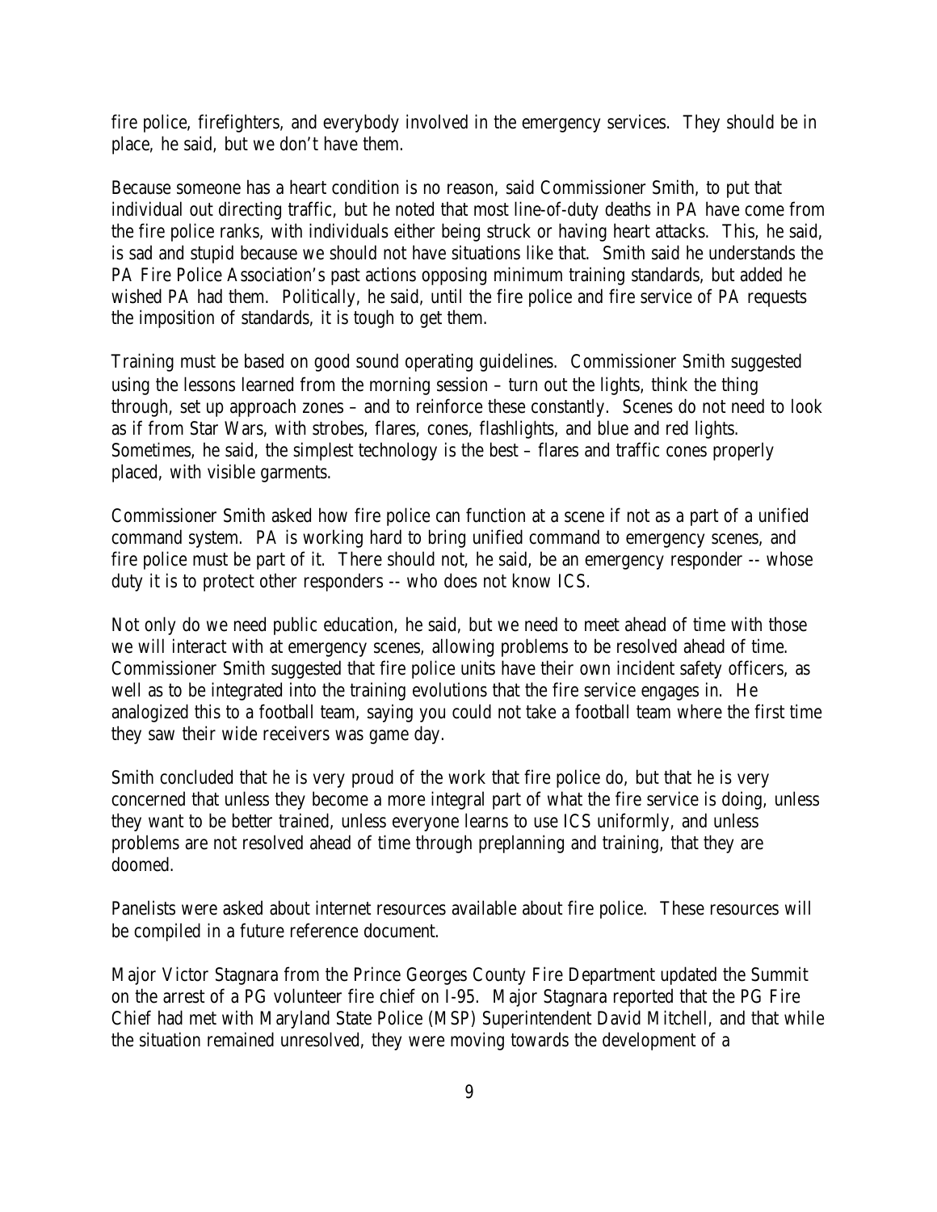fire police, firefighters, and everybody involved in the emergency services. They should be in place, he said, but we don't have them.

Because someone has a heart condition is no reason, said Commissioner Smith, to put that individual out directing traffic, but he noted that most line-of-duty deaths in PA have come from the fire police ranks, with individuals either being struck or having heart attacks. This, he said, is sad and stupid because we should not have situations like that. Smith said he understands the PA Fire Police Association's past actions opposing minimum training standards, but added he wished PA had them. Politically, he said, until the fire police and fire service of PA requests the imposition of standards, it is tough to get them.

Training must be based on good sound operating guidelines. Commissioner Smith suggested using the lessons learned from the morning session – turn out the lights, think the thing through, set up approach zones – and to reinforce these constantly. Scenes do not need to look as if from Star Wars, with strobes, flares, cones, flashlights, and blue and red lights. Sometimes, he said, the simplest technology is the best – flares and traffic cones properly placed, with visible garments.

Commissioner Smith asked how fire police can function at a scene if not as a part of a unified command system. PA is working hard to bring unified command to emergency scenes, and fire police must be part of it. There should not, he said, be an emergency responder -- whose duty it is to protect other responders -- who does not know ICS.

Not only do we need public education, he said, but we need to meet ahead of time with those we will interact with at emergency scenes, allowing problems to be resolved ahead of time. Commissioner Smith suggested that fire police units have their own incident safety officers, as well as to be integrated into the training evolutions that the fire service engages in. He analogized this to a football team, saying you could not take a football team where the first time they saw their wide receivers was game day.

Smith concluded that he is very proud of the work that fire police do, but that he is very concerned that unless they become a more integral part of what the fire service is doing, unless they want to be better trained, unless everyone learns to use ICS uniformly, and unless problems are not resolved ahead of time through preplanning and training, that they are doomed.

Panelists were asked about internet resources available about fire police. These resources will be compiled in a future reference document.

Major Victor Stagnara from the Prince Georges County Fire Department updated the Summit on the arrest of a PG volunteer fire chief on I-95. Major Stagnara reported that the PG Fire Chief had met with Maryland State Police (MSP) Superintendent David Mitchell, and that while the situation remained unresolved, they were moving towards the development of a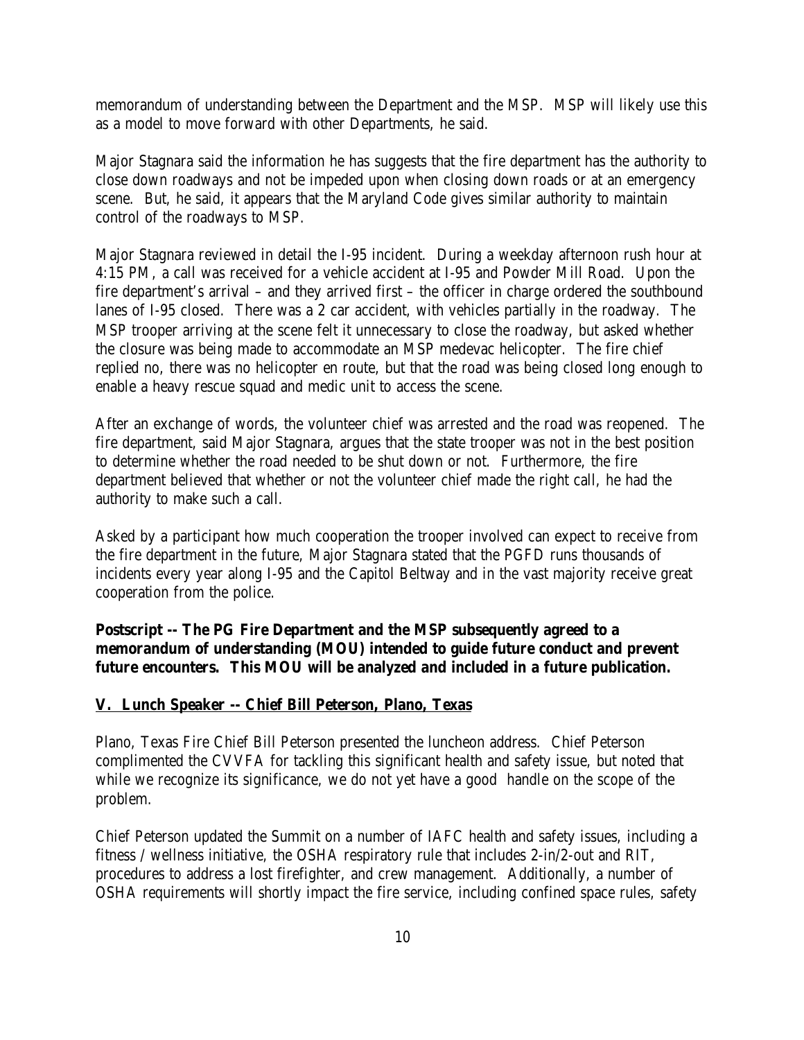memorandum of understanding between the Department and the MSP. MSP will likely use this as a model to move forward with other Departments, he said.

Major Stagnara said the information he has suggests that the fire department has the authority to close down roadways and not be impeded upon when closing down roads or at an emergency scene. But, he said, it appears that the Maryland Code gives similar authority to maintain control of the roadways to MSP.

Major Stagnara reviewed in detail the I-95 incident. During a weekday afternoon rush hour at 4:15 PM, a call was received for a vehicle accident at I-95 and Powder Mill Road. Upon the fire department's arrival – and they arrived first – the officer in charge ordered the southbound lanes of I-95 closed. There was a 2 car accident, with vehicles partially in the roadway. The MSP trooper arriving at the scene felt it unnecessary to close the roadway, but asked whether the closure was being made to accommodate an MSP medevac helicopter. The fire chief replied no, there was no helicopter en route, but that the road was being closed long enough to enable a heavy rescue squad and medic unit to access the scene.

After an exchange of words, the volunteer chief was arrested and the road was reopened. The fire department, said Major Stagnara, argues that the state trooper was not in the best position to determine whether the road needed to be shut down or not. Furthermore, the fire department believed that whether or not the volunteer chief made the right call, he had the authority to make such a call.

Asked by a participant how much cooperation the trooper involved can expect to receive from the fire department in the future, Major Stagnara stated that the PGFD runs thousands of incidents every year along I-95 and the Capitol Beltway and in the vast majority receive great cooperation from the police.

**Postscript -- The PG Fire Department and the MSP subsequently agreed to a memorandum of understanding (MOU) intended to guide future conduct and prevent future encounters. This MOU will be analyzed and included in a future publication.**

## V. Lunch Speaker -- Chief Bill Peterson, Plano, Texas

Plano, Texas Fire Chief Bill Peterson presented the luncheon address. Chief Peterson complimented the CVVFA for tackling this significant health and safety issue, but noted that while we recognize its significance, we do not yet have a good handle on the scope of the problem.

Chief Peterson updated the Summit on a number of IAFC health and safety issues, including a fitness / wellness initiative, the OSHA respiratory rule that includes 2-in/2-out and RIT, procedures to address a lost firefighter, and crew management. Additionally, a number of OSHA requirements will shortly impact the fire service, including confined space rules, safety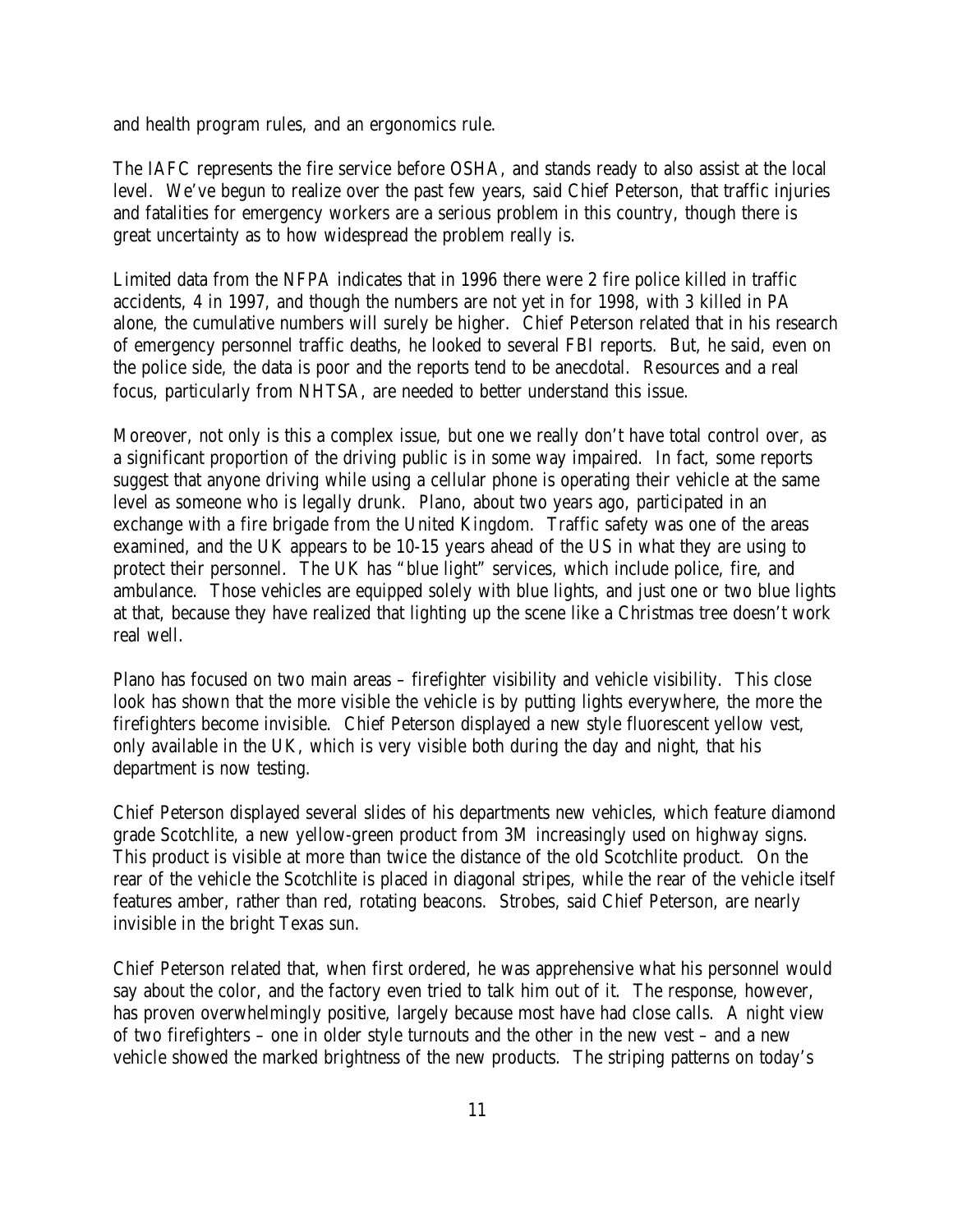and health program rules, and an ergonomics rule.

The IAFC represents the fire service before OSHA, and stands ready to also assist at the local level. We've begun to realize over the past few years, said Chief Peterson, that traffic injuries and fatalities for emergency workers are a serious problem in this country, though there is great uncertainty as to how widespread the problem really is.

Limited data from the NFPA indicates that in 1996 there were 2 fire police killed in traffic accidents, 4 in 1997, and though the numbers are not yet in for 1998, with 3 killed in PA alone, the cumulative numbers will surely be higher. Chief Peterson related that in his research of emergency personnel traffic deaths, he looked to several FBI reports. But, he said, even on the police side, the data is poor and the reports tend to be anecdotal. Resources and a real focus, particularly from NHTSA, are needed to better understand this issue.

Moreover, not only is this a complex issue, but one we really don't have total control over, as a significant proportion of the driving public is in some way impaired. In fact, some reports suggest that anyone driving while using a cellular phone is operating their vehicle at the same level as someone who is legally drunk. Plano, about two years ago, participated in an exchange with a fire brigade from the United Kingdom. Traffic safety was one of the areas examined, and the UK appears to be 10-15 years ahead of the US in what they are using to protect their personnel. The UK has "blue light" services, which include police, fire, and ambulance. Those vehicles are equipped solely with blue lights, and just one or two blue lights at that, because they have realized that lighting up the scene like a Christmas tree doesn't work real well.

Plano has focused on two main areas – firefighter visibility and vehicle visibility. This close look has shown that the more visible the vehicle is by putting lights everywhere, the more the firefighters become invisible. Chief Peterson displayed a new style fluorescent yellow vest, only available in the UK, which is very visible both during the day and night, that his department is now testing.

Chief Peterson displayed several slides of his departments new vehicles, which feature diamond grade Scotchlite, a new yellow-green product from 3M increasingly used on highway signs. This product is visible at more than twice the distance of the old Scotchlite product. On the rear of the vehicle the Scotchlite is placed in diagonal stripes, while the rear of the vehicle itself features amber, rather than red, rotating beacons. Strobes, said Chief Peterson, are nearly invisible in the bright Texas sun.

Chief Peterson related that, when first ordered, he was apprehensive what his personnel would say about the color, and the factory even tried to talk him out of it. The response, however, has proven overwhelmingly positive, largely because most have had close calls. A night view of two firefighters – one in older style turnouts and the other in the new vest – and a new vehicle showed the marked brightness of the new products. The striping patterns on today's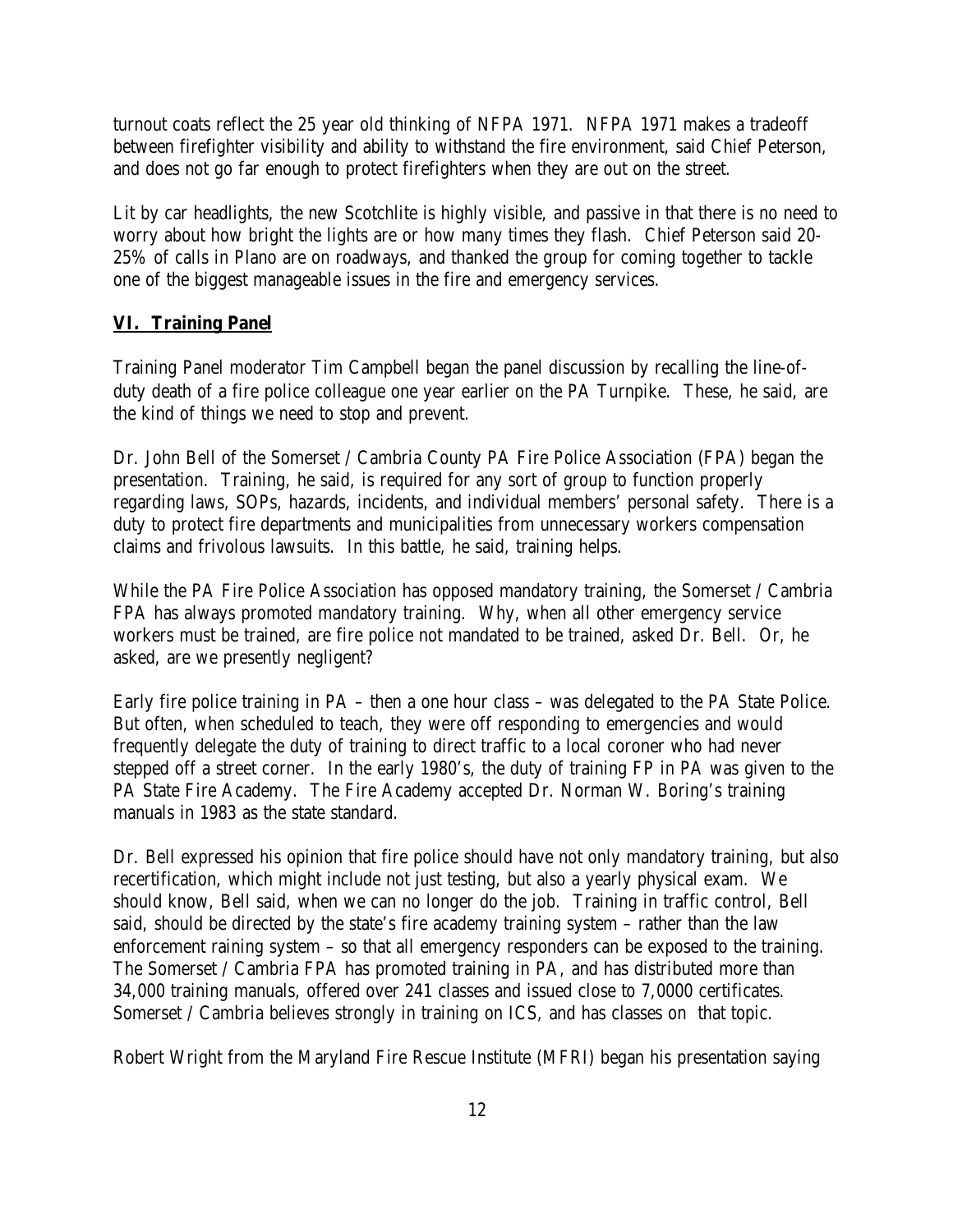turnout coats reflect the 25 year old thinking of NFPA 1971. NFPA 1971 makes a tradeoff between firefighter visibility and ability to withstand the fire environment, said Chief Peterson, and does not go far enough to protect firefighters when they are out on the street.

Lit by car headlights, the new Scotchlite is highly visible, and passive in that there is no need to worry about how bright the lights are or how many times they flash. Chief Peterson said 20-25% of calls in Plano are on roadways, and thanked the group for coming together to tackle one of the biggest manageable issues in the fire and emergency services.

## VI. Training Panel

Training Panel moderator Tim Campbell began the panel discussion by recalling the line-of-duty death of a fire police colleague one year earlier on the PA Turnpike. These, he said, are the kind of things we need to stop and prevent.

Dr. John Bell of the Somerset / Cambria County PA Fire Police Association (FPA) began the presentation. Training, he said, is required for any sort of group to function properly regarding laws, SOPs, hazards, incidents, and individual members' personal safety. There is a duty to protect fire departments and municipalities from unnecessary workers compensation claims and frivolous lawsuits. In this battle, he said, training helps.

While the PA Fire Police Association has opposed mandatory training, the Somerset / Cambria FPA has always promoted mandatory training. Why, when all other emergency service workers must be trained, are fire police not mandated to be trained, asked Dr. Bell. Or, he asked, are we presently negligent?

Early fire police training in PA – then a one hour class – was delegated to the PA State Police. But often, when scheduled to teach, they were off responding to emergencies and would frequently delegate the duty of training to direct traffic to a local coroner who had never stepped off a street corner. In the early 1980's, the duty of training FP in PA was given to the PA State Fire Academy. The Fire Academy accepted Dr. Norman W. Boring's training manuals in 1983 as the state standard.

Dr. Bell expressed his opinion that fire police should have not only mandatory training, but also recertification, which might include not just testing, but also a yearly physical exam. We should know, Bell said, when we can no longer do the job. Training in traffic control, Bell said, should be directed by the state's fire academy training system – rather than the law enforcement raining system – so that all emergency responders can be exposed to the training. The Somerset / Cambria FPA has promoted training in PA, and has distributed more than 34,000 training manuals, offered over 241 classes and issued close to 7,0000 certificates. Somerset / Cambria believes strongly in training on ICS, and has classes on that topic.

Robert Wright from the Maryland Fire Rescue Institute (MFRI) began his presentation saying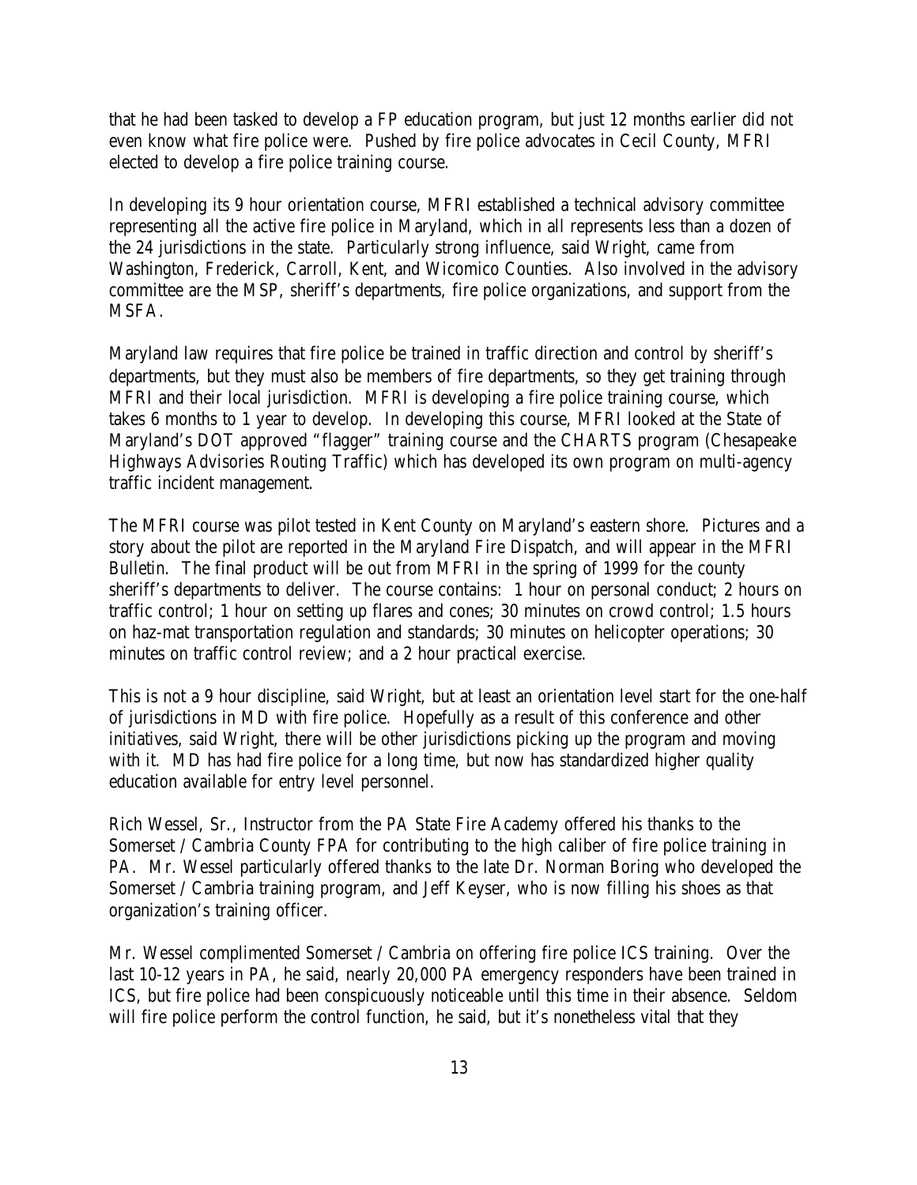that he had been tasked to develop a FP education program, but just 12 months earlier did not even know what fire police were. Pushed by fire police advocates in Cecil County, MFRI elected to develop a fire police training course.

In developing its 9 hour orientation course, MFRI established a technical advisory committee representing all the active fire police in Maryland, which in all represents less than a dozen of the 24 jurisdictions in the state. Particularly strong influence, said Wright, came from Washington, Frederick, Carroll, Kent, and Wicomico Counties. Also involved in the advisory committee are the MSP, sheriff's departments, fire police organizations, and support from the MSFA.

Maryland law requires that fire police be trained in traffic direction and control by sheriff's departments, but they must also be members of fire departments, so they get training through MFRI and their local jurisdiction. MFRI is developing a fire police training course, which takes 6 months to 1 year to develop. In developing this course, MFRI looked at the State of Maryland's DOT approved "flagger" training course and the CHARTS program (Chesapeake Highways Advisories Routing Traffic) which has developed its own program on multi-agency traffic incident management.

The MFRI course was pilot tested in Kent County on Maryland's eastern shore. Pictures and a story about the pilot are reported in the Maryland Fire Dispatch, and will appear in the MFRI Bulletin. The final product will be out from MFRI in the spring of 1999 for the county sheriff's departments to deliver. The course contains: 1 hour on personal conduct; 2 hours on traffic control; 1 hour on setting up flares and cones; 30 minutes on crowd control; 1.5 hours on haz-mat transportation regulation and standards; 30 minutes on helicopter operations; 30 minutes on traffic control review; and a 2 hour practical exercise.

This is not a 9 hour discipline, said Wright, but at least an orientation level start for the one-half of jurisdictions in MD with fire police. Hopefully as a result of this conference and other initiatives, said Wright, there will be other jurisdictions picking up the program and moving with it. MD has had fire police for a long time, but now has standardized higher quality education available for entry level personnel.

Rich Wessel, Sr., Instructor from the PA State Fire Academy offered his thanks to the Somerset / Cambria County FPA for contributing to the high caliber of fire police training in PA. Mr. Wessel particularly offered thanks to the late Dr. Norman Boring who developed the Somerset / Cambria training program, and Jeff Keyser, who is now filling his shoes as that organization's training officer.

Mr. Wessel complimented Somerset / Cambria on offering fire police ICS training. Over the last 10-12 years in PA, he said, nearly 20,000 PA emergency responders have been trained in ICS, but fire police had been conspicuously noticeable until this time in their absence. Seldom will fire police perform the control function, he said, but it's nonetheless vital that they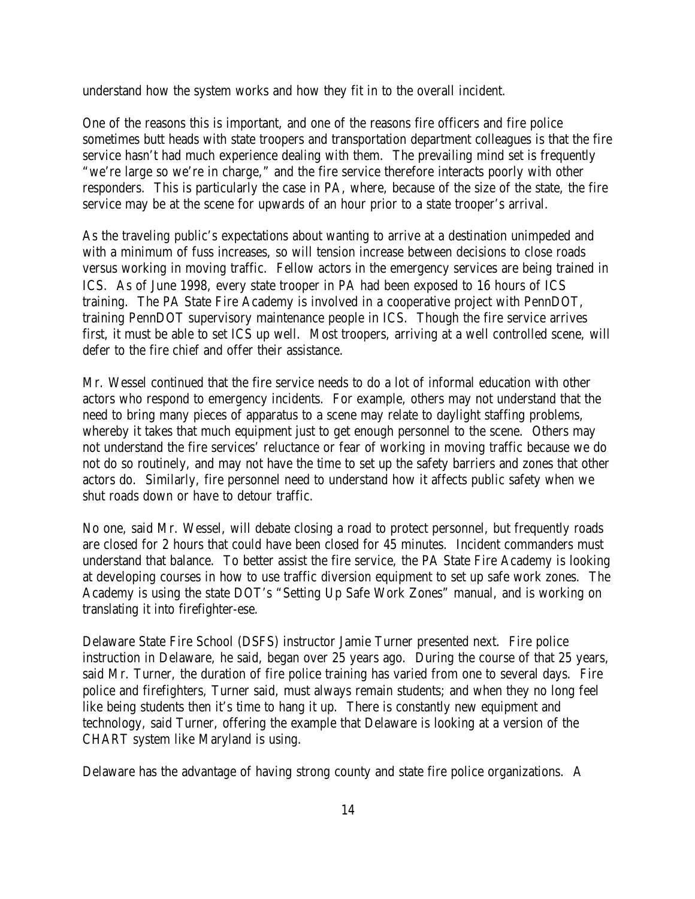understand how the system works and how they fit in to the overall incident.

One of the reasons this is important, and one of the reasons fire officers and fire police sometimes butt heads with state troopers and transportation department colleagues is that the fire service hasn't had much experience dealing with them. The prevailing mind set is frequently "we're large so we're in charge," and the fire service therefore interacts poorly with other responders. This is particularly the case in PA, where, because of the size of the state, the fire service may be at the scene for upwards of an hour prior to a state trooper's arrival.

As the traveling public's expectations about wanting to arrive at a destination unimpeded and with a minimum of fuss increases, so will tension increase between decisions to close roads versus working in moving traffic. Fellow actors in the emergency services are being trained in ICS. As of June 1998, every state trooper in PA had been exposed to 16 hours of ICS training. The PA State Fire Academy is involved in a cooperative project with PennDOT, training PennDOT supervisory maintenance people in ICS. Though the fire service arrives first, it must be able to set ICS up well. Most troopers, arriving at a well controlled scene, will defer to the fire chief and offer their assistance.

Mr. Wessel continued that the fire service needs to do a lot of informal education with other actors who respond to emergency incidents. For example, others may not understand that the need to bring many pieces of apparatus to a scene may relate to daylight staffing problems, whereby it takes that much equipment just to get enough personnel to the scene. Others may not understand the fire services' reluctance or fear of working in moving traffic because we do not do so routinely, and may not have the time to set up the safety barriers and zones that other actors do. Similarly, fire personnel need to understand how it affects public safety when we shut roads down or have to detour traffic.

No one, said Mr. Wessel, will debate closing a road to protect personnel, but frequently roads are closed for 2 hours that could have been closed for 45 minutes. Incident commanders must understand that balance. To better assist the fire service, the PA State Fire Academy is looking at developing courses in how to use traffic diversion equipment to set up safe work zones. The Academy is using the state DOT's "Setting Up Safe Work Zones" manual, and is working on translating it into firefighter-ese.

Delaware State Fire School (DSFS) instructor Jamie Turner presented next. Fire police instruction in Delaware, he said, began over 25 years ago. During the course of that 25 years, said Mr. Turner, the duration of fire police training has varied from one to several days. Fire police and firefighters, Turner said, must always remain students; and when they no long feel like being students then it's time to hang it up. There is constantly new equipment and technology, said Turner, offering the example that Delaware is looking at a version of the CHART system like Maryland is using.

Delaware has the advantage of having strong county and state fire police organizations. A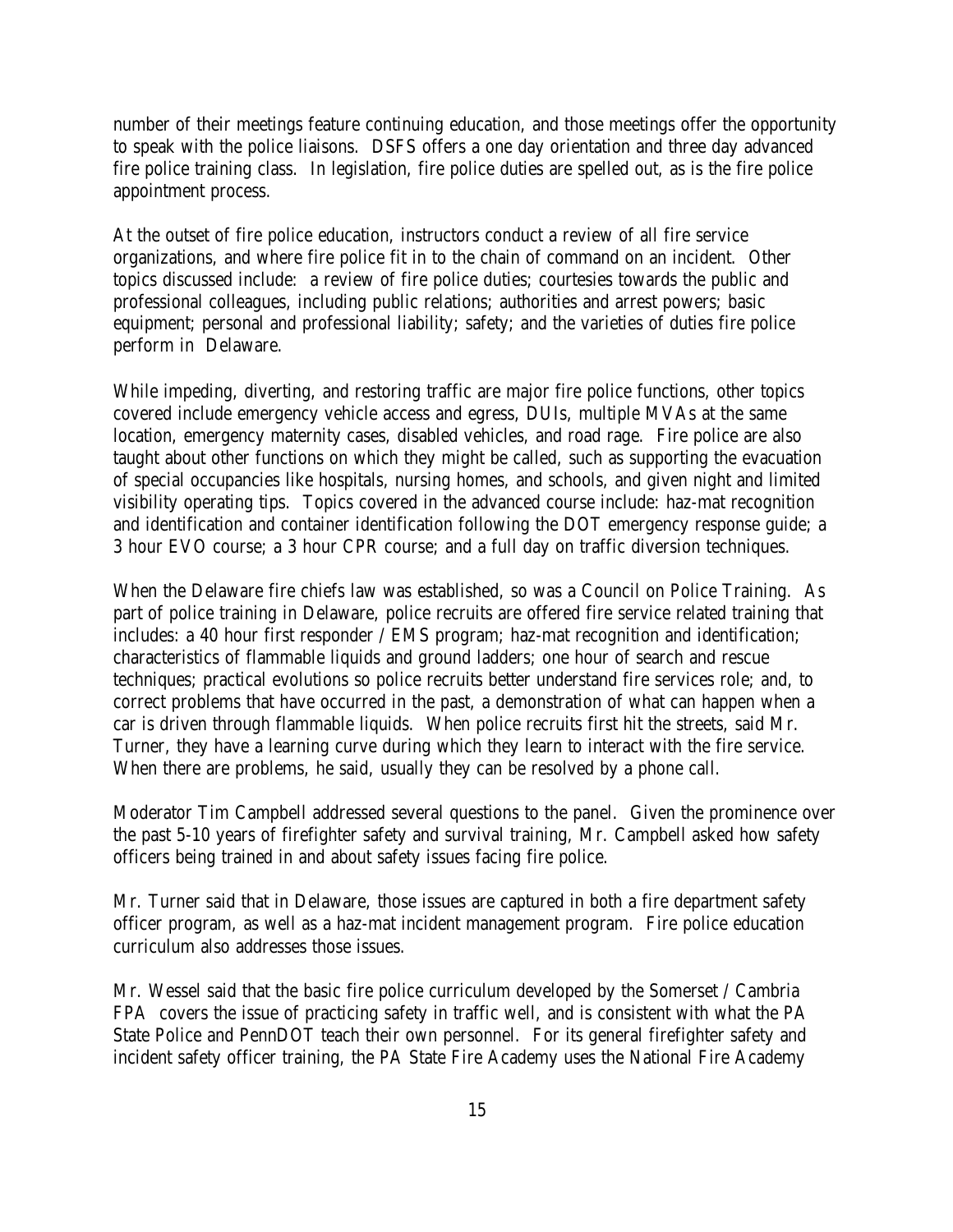number of their meetings feature continuing education, and those meetings offer the opportunity to speak with the police liaisons. DSFS offers a one day orientation and three day advanced fire police training class. In legislation, fire police duties are spelled out, as is the fire police appointment process.

At the outset of fire police education, instructors conduct a review of all fire service organizations, and where fire police fit in to the chain of command on an incident. Other topics discussed include: a review of fire police duties; courtesies towards the public and professional colleagues, including public relations; authorities and arrest powers; basic equipment; personal and professional liability; safety; and the varieties of duties fire police perform in Delaware.

While impeding, diverting, and restoring traffic are major fire police functions, other topics covered include emergency vehicle access and egress, DUIs, multiple MVAs at the same location, emergency maternity cases, disabled vehicles, and road rage. Fire police are also taught about other functions on which they might be called, such as supporting the evacuation of special occupancies like hospitals, nursing homes, and schools, and given night and limited visibility operating tips. Topics covered in the advanced course include: haz-mat recognition and identification and container identification following the DOT emergency response guide; a 3 hour EVO course; a 3 hour CPR course; and a full day on traffic diversion techniques.

When the Delaware fire chiefs law was established, so was a Council on Police Training. As part of police training in Delaware, police recruits are offered fire service related training that includes: a 40 hour first responder / EMS program; haz-mat recognition and identification; characteristics of flammable liquids and ground ladders; one hour of search and rescue techniques; practical evolutions so police recruits better understand fire services role; and, to correct problems that have occurred in the past, a demonstration of what can happen when a car is driven through flammable liquids. When police recruits first hit the streets, said Mr. Turner, they have a learning curve during which they learn to interact with the fire service. When there are problems, he said, usually they can be resolved by a phone call.

Moderator Tim Campbell addressed several questions to the panel. Given the prominence over the past 5-10 years of firefighter safety and survival training, Mr. Campbell asked how safety officers being trained in and about safety issues facing fire police.

Mr. Turner said that in Delaware, those issues are captured in both a fire department safety officer program, as well as a haz-mat incident management program. Fire police education curriculum also addresses those issues.

Mr. Wessel said that the basic fire police curriculum developed by the Somerset / Cambria FPA covers the issue of practicing safety in traffic well, and is consistent with what the PA State Police and PennDOT teach their own personnel. For its general firefighter safety and incident safety officer training, the PA State Fire Academy uses the National Fire Academy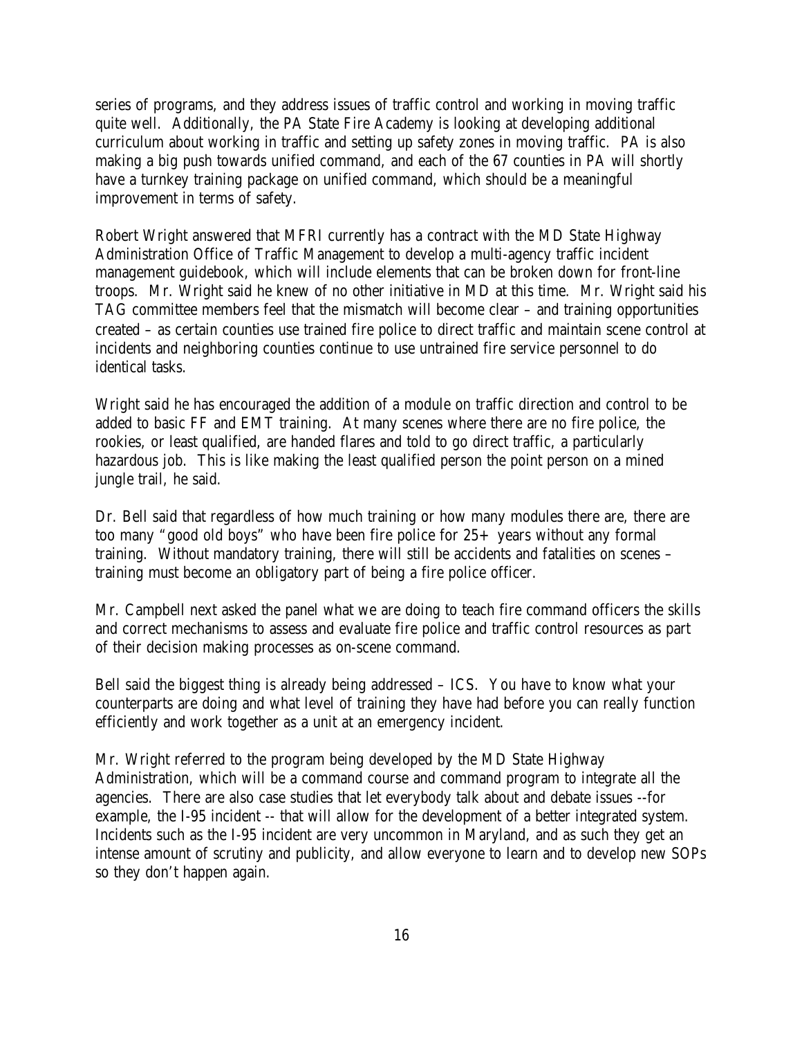series of programs, and they address issues of traffic control and working in moving traffic quite well. Additionally, the PA State Fire Academy is looking at developing additional curriculum about working in traffic and setting up safety zones in moving traffic. PA is also making a big push towards unified command, and each of the 67 counties in PA will shortly have a turnkey training package on unified command, which should be a meaningful improvement in terms of safety.

Robert Wright answered that MFRI currently has a contract with the MD State Highway Administration Office of Traffic Management to develop a multi-agency traffic incident management guidebook, which will include elements that can be broken down for front-line troops. Mr. Wright said he knew of no other initiative in MD at this time. Mr. Wright said his TAG committee members feel that the mismatch will become clear – and training opportunities created – as certain counties use trained fire police to direct traffic and maintain scene control at incidents and neighboring counties continue to use untrained fire service personnel to do identical tasks.

Wright said he has encouraged the addition of a module on traffic direction and control to be added to basic FF and EMT training. At many scenes where there are no fire police, the rookies, or least qualified, are handed flares and told to go direct traffic, a particularly hazardous job. This is like making the least qualified person the point person on a mined jungle trail, he said.

Dr. Bell said that regardless of how much training or how many modules there are, there are too many "good old boys" who have been fire police for 25+ years without any formal training. Without mandatory training, there will still be accidents and fatalities on scenes – training must become an obligatory part of being a fire police officer.

Mr. Campbell next asked the panel what we are doing to teach fire command officers the skills and correct mechanisms to assess and evaluate fire police and traffic control resources as part of their decision making processes as on-scene command.

Bell said the biggest thing is already being addressed – ICS. You have to know what your counterparts are doing and what level of training they have had before you can really function efficiently and work together as a unit at an emergency incident.

Mr. Wright referred to the program being developed by the MD State Highway Administration, which will be a command course and command program to integrate all the agencies. There are also case studies that let everybody talk about and debate issues --for example, the I-95 incident -- that will allow for the development of a better integrated system. Incidents such as the I-95 incident are very uncommon in Maryland, and as such they get an intense amount of scrutiny and publicity, and allow everyone to learn and to develop new SOPs so they don't happen again.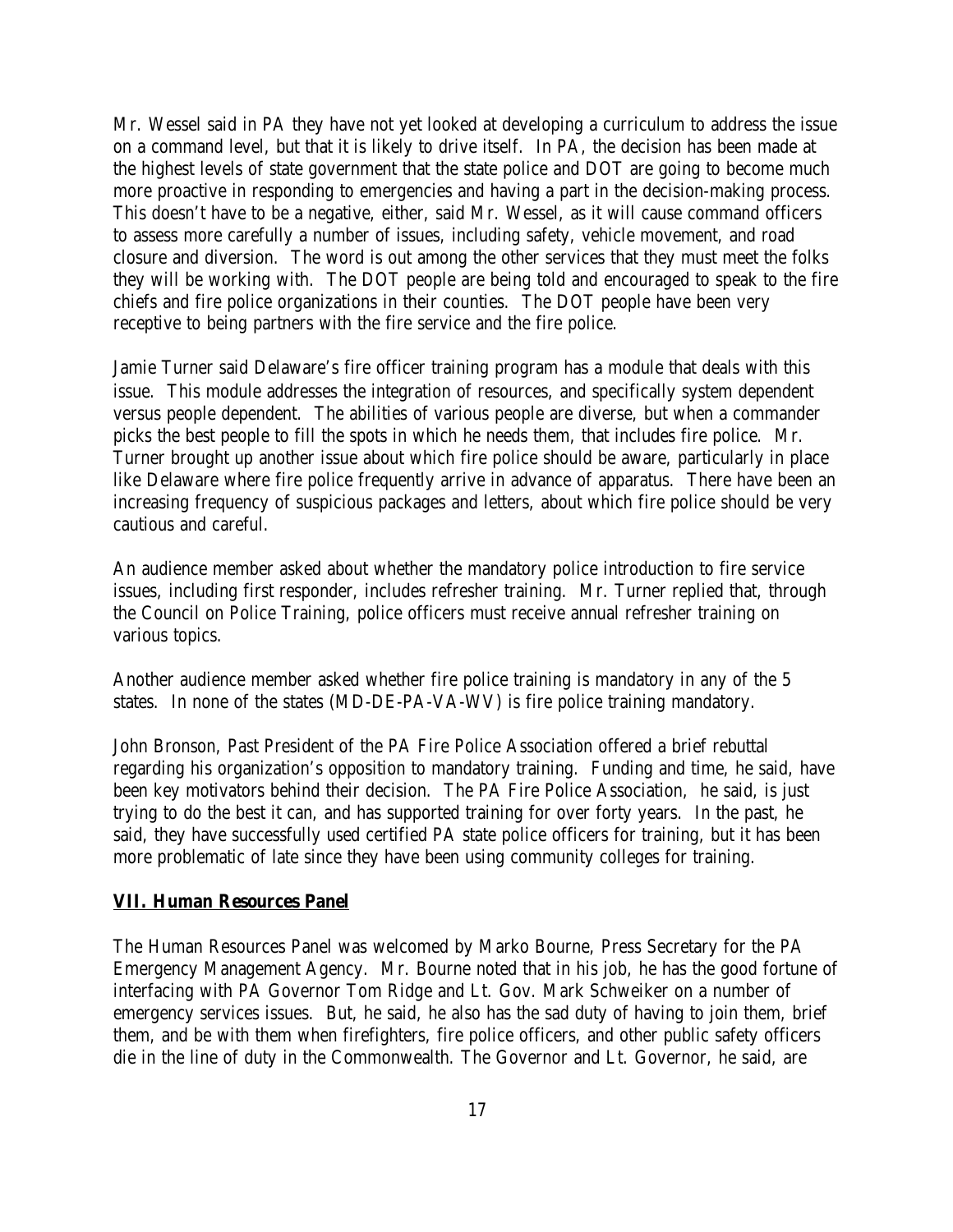Mr. Wessel said in PA they have not yet looked at developing a curriculum to address the issue on a command level, but that it is likely to drive itself. In PA, the decision has been made at the highest levels of state government that the state police and DOT are going to become much more proactive in responding to emergencies and having a part in the decision-making process. This doesn't have to be a negative, either, said Mr. Wessel, as it will cause command officers to assess more carefully a number of issues, including safety, vehicle movement, and road closure and diversion. The word is out among the other services that they must meet the folks they will be working with. The DOT people are being told and encouraged to speak to the fire chiefs and fire police organizations in their counties. The DOT people have been very receptive to being partners with the fire service and the fire police.

Jamie Turner said Delaware's fire officer training program has a module that deals with this issue. This module addresses the integration of resources, and specifically system dependent versus people dependent. The abilities of various people are diverse, but when a commander picks the best people to fill the spots in which he needs them, that includes fire police. Mr. Turner brought up another issue about which fire police should be aware, particularly in place like Delaware where fire police frequently arrive in advance of apparatus. There have been an increasing frequency of suspicious packages and letters, about which fire police should be very cautious and careful.

An audience member asked about whether the mandatory police introduction to fire service issues, including first responder, includes refresher training. Mr. Turner replied that, through the Council on Police Training, police officers must receive annual refresher training on various topics.

Another audience member asked whether fire police training is mandatory in any of the 5 states. In none of the states (MD-DE-PA-VA-WV) is fire police training mandatory.

John Bronson, Past President of the PA Fire Police Association offered a brief rebuttal regarding his organization's opposition to mandatory training. Funding and time, he said, have been key motivators behind their decision. The PA Fire Police Association, he said, is just trying to do the best it can, and has supported training for over forty years. In the past, he said, they have successfully used certified PA state police officers for training, but it has been more problematic of late since they have been using community colleges for training.

## VII. Human Resources Panel

The Human Resources Panel was welcomed by Marko Bourne, Press Secretary for the PA Emergency Management Agency. Mr. Bourne noted that in his job, he has the good fortune of interfacing with PA Governor Tom Ridge and Lt. Gov. Mark Schweiker on a number of emergency services issues. But, he said, he also has the sad duty of having to join them, brief them, and be with them when firefighters, fire police officers, and other public safety officers die in the line of duty in the Commonwealth. The Governor and Lt. Governor, he said, are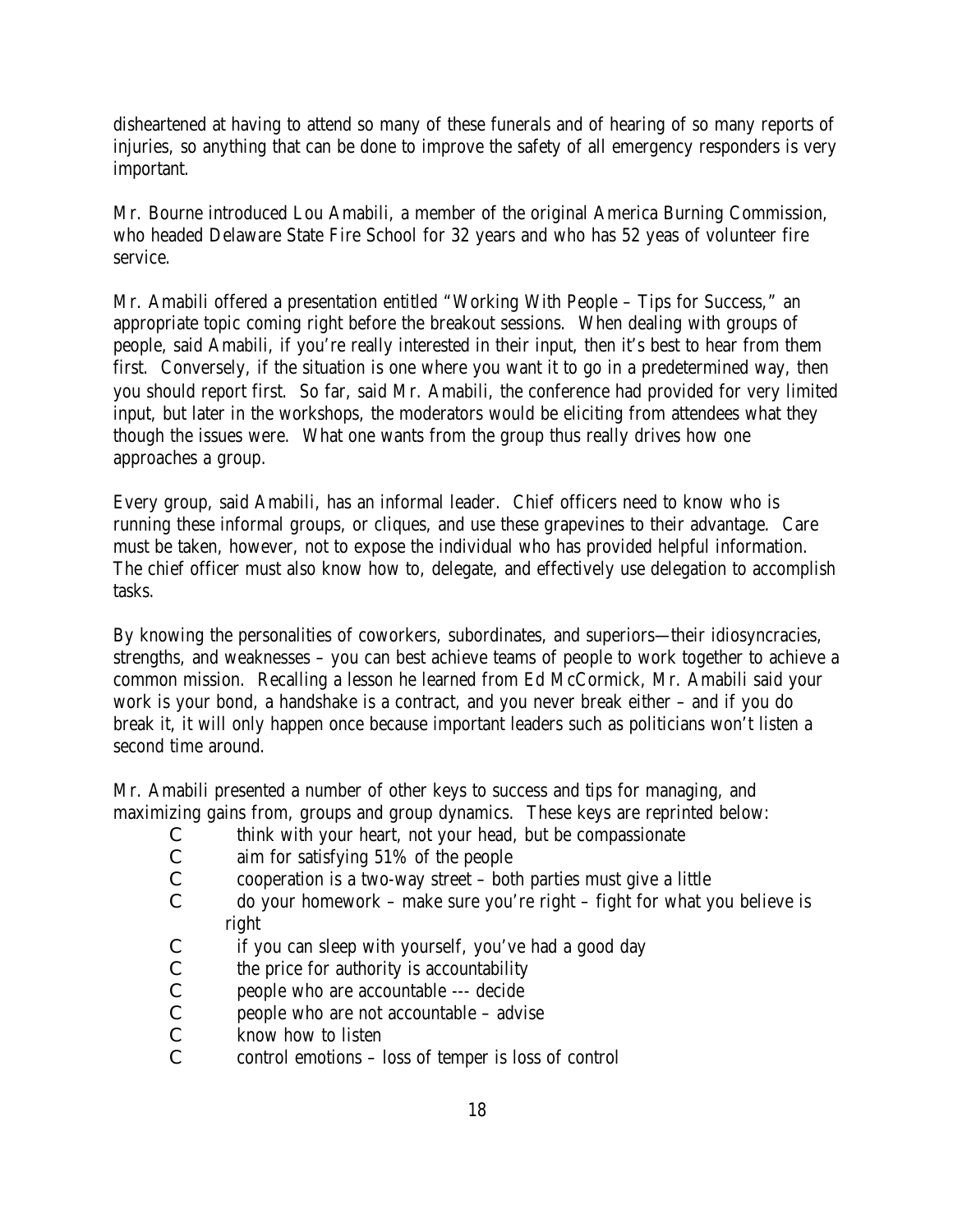disheartened at having to attend so many of these funerals and of hearing of so many reports of injuries, so anything that can be done to improve the safety of all emergency responders is very important.

Mr. Bourne introduced Lou Amabili, a member of the original America Burning Commission, who headed Delaware State Fire School for 32 years and who has 52 yeas of volunteer fire service.

Mr. Amabili offered a presentation entitled "Working With People – Tips for Success," an appropriate topic coming right before the breakout sessions. When dealing with groups of people, said Amabili, if you're really interested in their input, then it's best to hear from them first. Conversely, if the situation is one where you want it to go in a predetermined way, then you should report first. So far, said Mr. Amabili, the conference had provided for very limited input, but later in the workshops, the moderators would be eliciting from attendees what they though the issues were. What one wants from the group thus really drives how one approaches a group.

Every group, said Amabili, has an informal leader. Chief officers need to know who is running these informal groups, or cliques, and use these grapevines to their advantage. Care must be taken, however, not to expose the individual who has provided helpful information. The chief officer must also know how to, delegate, and effectively use delegation to accomplish tasks.

By knowing the personalities of coworkers, subordinates, and superiors—their idiosyncracies, strengths, and weaknesses – you can best achieve teams of people to work together to achieve a common mission. Recalling a lesson he learned from Ed McCormick, Mr. Amabili said your work is your bond, a handshake is a contract, and you never break either – and if you do break it, it will only happen once because important leaders such as politicians won't listen a second time around.

Mr. Amabili presented a number of other keys to success and tips for managing, and maximizing gains from, groups and group dynamics. These keys are reprinted below:

- think with your heart, not your head, but be compassionate
- aim for satisfying 51% of the people
- cooperation is a two-way street – both parties must give a little
- do your homework – make sure you're right – fight for what you believe is right
- if you can sleep with yourself, you've had a good day
- the price for authority is accountability
- people who are accountable --- decide
- people who are not accountable – advise
- know how to listen
- control emotions – loss of temper is loss of control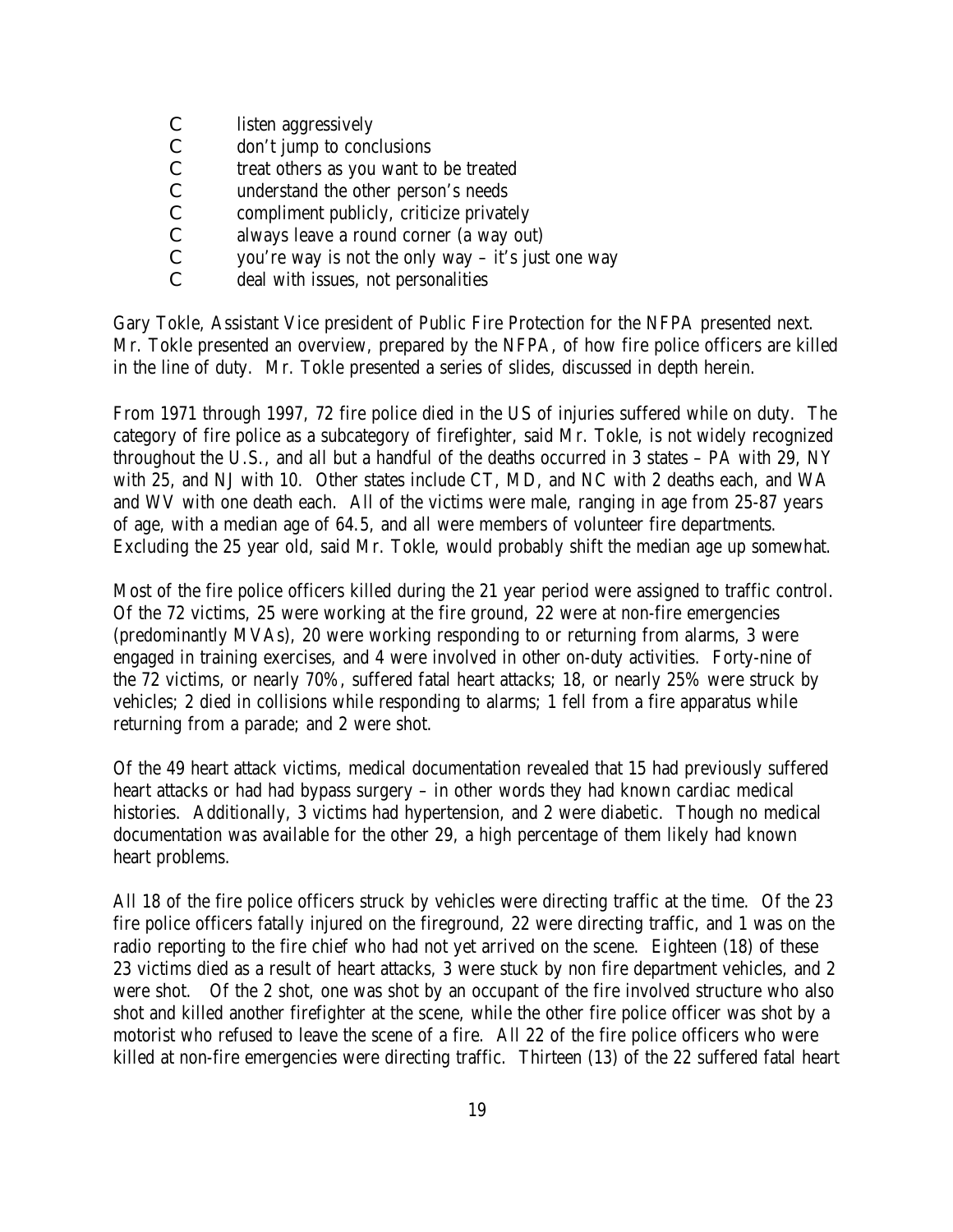- listen aggressively
- don't jump to conclusions
- treat others as you want to be treated
- understand the other person's needs
- compliment publicly, criticize privately
- always leave a round corner (a way out)
- you're way is not the only way – it's just one way
- deal with issues, not personalities

Gary Tokle, Assistant Vice president of Public Fire Protection for the NFPA presented next. Mr. Tokle presented an overview, prepared by the NFPA, of how fire police officers are killed in the line of duty. Mr. Tokle presented a series of slides, discussed in depth herein.

From 1971 through 1997, 72 fire police died in the US of injuries suffered while on duty. The category of fire police as a subcategory of firefighter, said Mr. Tokle, is not widely recognized throughout the U.S., and all but a handful of the deaths occurred in 3 states – PA with 29, NY with 25, and NJ with 10. Other states include CT, MD, and NC with 2 deaths each, and WA and WV with one death each. All of the victims were male, ranging in age from 25-87 years of age, with a median age of 64.5, and all were members of volunteer fire departments. Excluding the 25 year old, said Mr. Tokle, would probably shift the median age up somewhat.

Most of the fire police officers killed during the 21 year period were assigned to traffic control. Of the 72 victims, 25 were working at the fire ground, 22 were at non-fire emergencies (predominantly MVAs), 20 were working responding to or returning from alarms, 3 were engaged in training exercises, and 4 were involved in other on-duty activities. Forty-nine of the 72 victims, or nearly 70%, suffered fatal heart attacks; 18, or nearly 25% were struck by vehicles; 2 died in collisions while responding to alarms; 1 fell from a fire apparatus while returning from a parade; and 2 were shot.

Of the 49 heart attack victims, medical documentation revealed that 15 had previously suffered heart attacks or had had bypass surgery – in other words they had known cardiac medical histories. Additionally, 3 victims had hypertension, and 2 were diabetic. Though no medical documentation was available for the other 29, a high percentage of them likely had known heart problems.

All 18 of the fire police officers struck by vehicles were directing traffic at the time. Of the 23 fire police officers fatally injured on the fireground, 22 were directing traffic, and 1 was on the radio reporting to the fire chief who had not yet arrived on the scene. Eighteen (18) of these 23 victims died as a result of heart attacks, 3 were stuck by non fire department vehicles, and 2 were shot. Of the 2 shot, one was shot by an occupant of the fire involved structure who also shot and killed another firefighter at the scene, while the other fire police officer was shot by a motorist who refused to leave the scene of a fire. All 22 of the fire police officers who were killed at non-fire emergencies were directing traffic. Thirteen (13) of the 22 suffered fatal heart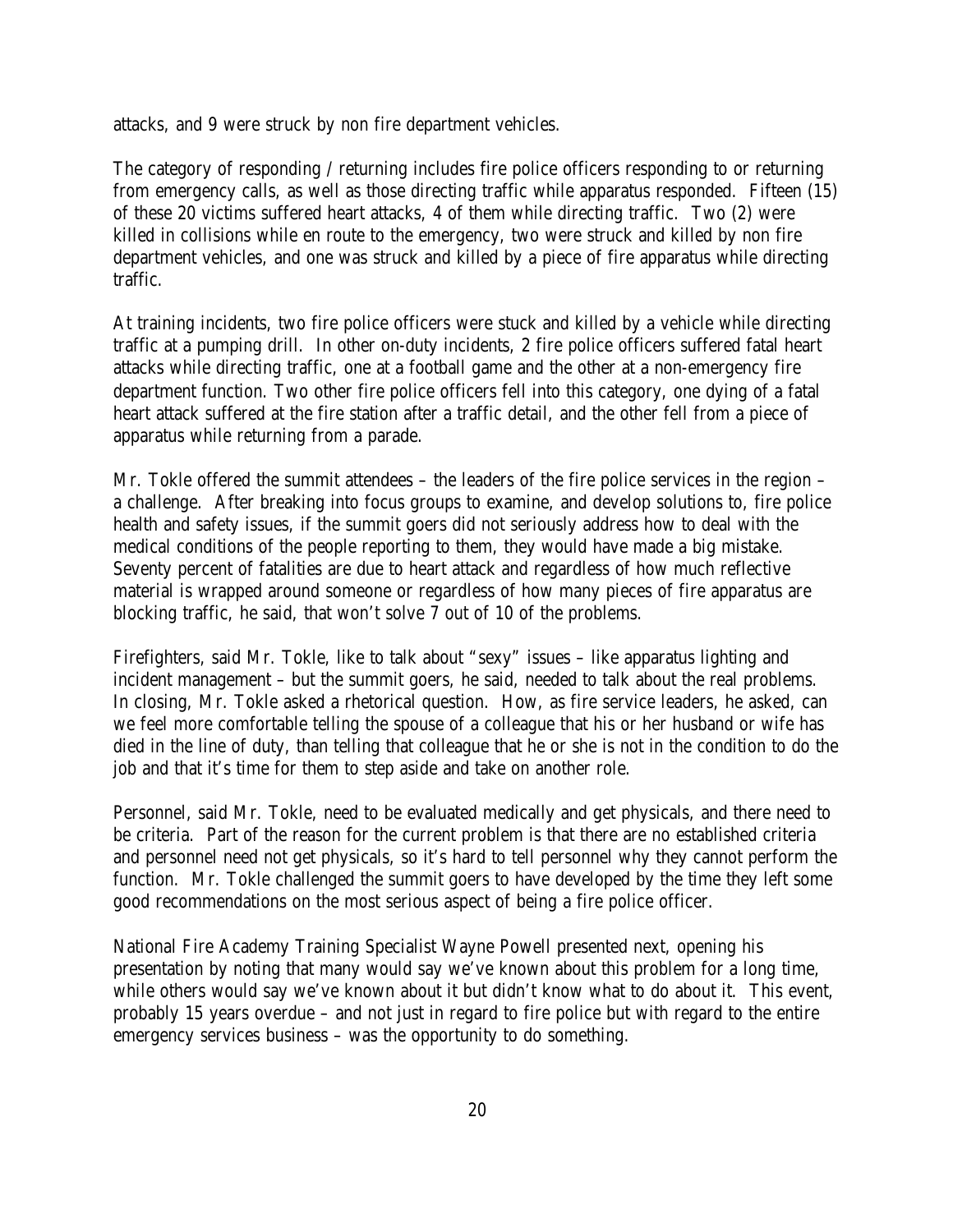attacks, and 9 were struck by non fire department vehicles.

The category of responding / returning includes fire police officers responding to or returning from emergency calls, as well as those directing traffic while apparatus responded. Fifteen (15) of these 20 victims suffered heart attacks, 4 of them while directing traffic. Two (2) were killed in collisions while en route to the emergency, two were struck and killed by non fire department vehicles, and one was struck and killed by a piece of fire apparatus while directing traffic.

At training incidents, two fire police officers were stuck and killed by a vehicle while directing traffic at a pumping drill. In other on-duty incidents, 2 fire police officers suffered fatal heart attacks while directing traffic, one at a football game and the other at a non-emergency fire department function. Two other fire police officers fell into this category, one dying of a fatal heart attack suffered at the fire station after a traffic detail, and the other fell from a piece of apparatus while returning from a parade.

Mr. Tokle offered the summit attendees – the leaders of the fire police services in the region – a challenge. After breaking into focus groups to examine, and develop solutions to, fire police health and safety issues, if the summit goers did not seriously address how to deal with the medical conditions of the people reporting to them, they would have made a big mistake. Seventy percent of fatalities are due to heart attack and regardless of how much reflective material is wrapped around someone or regardless of how many pieces of fire apparatus are blocking traffic, he said, that won't solve 7 out of 10 of the problems.

Firefighters, said Mr. Tokle, like to talk about "sexy" issues – like apparatus lighting and incident management – but the summit goers, he said, needed to talk about the real problems. In closing, Mr. Tokle asked a rhetorical question. How, as fire service leaders, he asked, can we feel more comfortable telling the spouse of a colleague that his or her husband or wife has died in the line of duty, than telling that colleague that he or she is not in the condition to do the job and that it's time for them to step aside and take on another role.

Personnel, said Mr. Tokle, need to be evaluated medically and get physicals, and there need to be criteria. Part of the reason for the current problem is that there are no established criteria and personnel need not get physicals, so it's hard to tell personnel why they cannot perform the function. Mr. Tokle challenged the summit goers to have developed by the time they left some good recommendations on the most serious aspect of being a fire police officer.

National Fire Academy Training Specialist Wayne Powell presented next, opening his presentation by noting that many would say we've known about this problem for a long time, while others would say we've known about it but didn't know what to do about it. This event, probably 15 years overdue – and not just in regard to fire police but with regard to the entire emergency services business – was the opportunity to do something.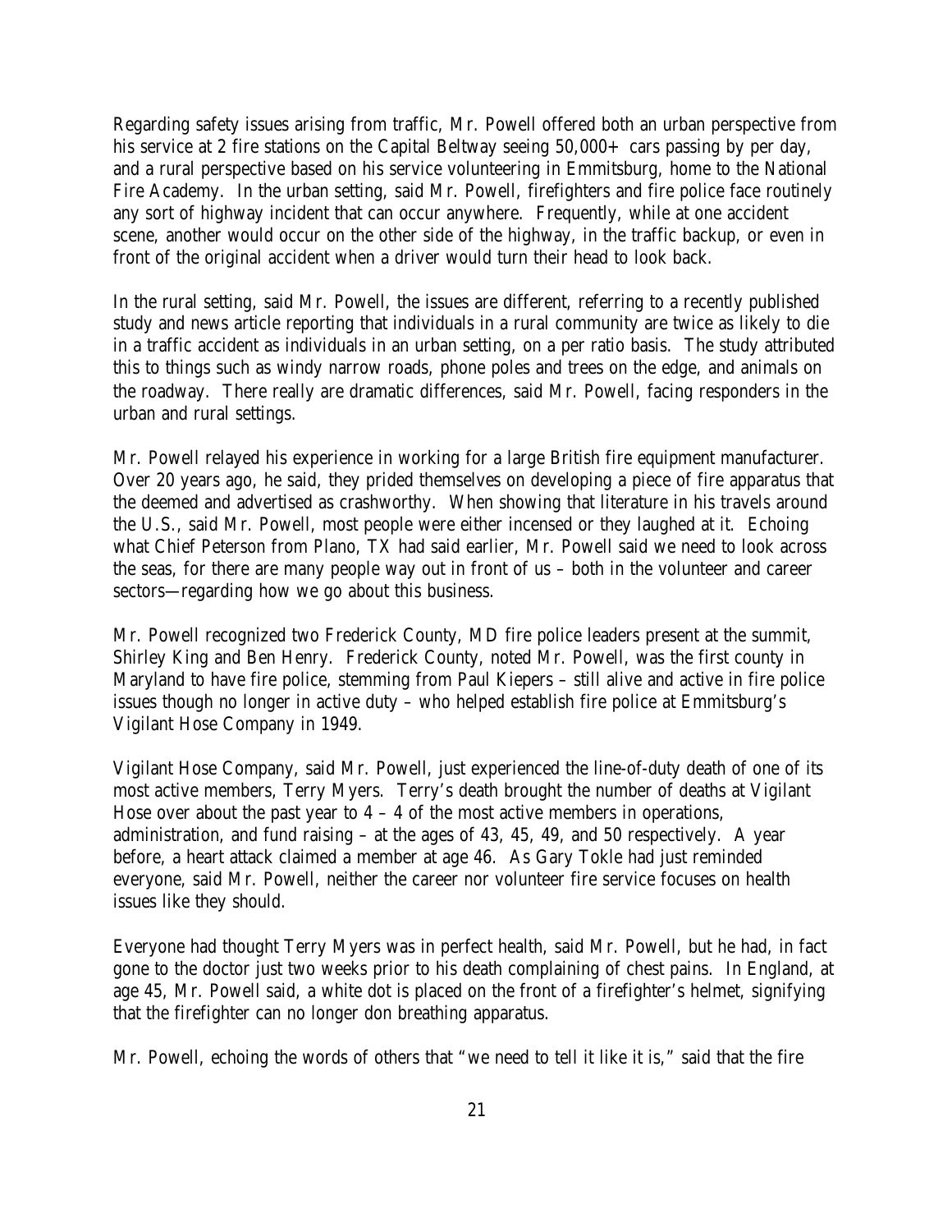Regarding safety issues arising from traffic, Mr. Powell offered both an urban perspective from his service at 2 fire stations on the Capital Beltway seeing 50,000+ cars passing by per day, and a rural perspective based on his service volunteering in Emmitsburg, home to the National Fire Academy. In the urban setting, said Mr. Powell, firefighters and fire police face routinely any sort of highway incident that can occur anywhere. Frequently, while at one accident scene, another would occur on the other side of the highway, in the traffic backup, or even in front of the original accident when a driver would turn their head to look back.

In the rural setting, said Mr. Powell, the issues are different, referring to a recently published study and news article reporting that individuals in a rural community are twice as likely to die in a traffic accident as individuals in an urban setting, on a per ratio basis. The study attributed this to things such as windy narrow roads, phone poles and trees on the edge, and animals on the roadway. There really are dramatic differences, said Mr. Powell, facing responders in the urban and rural settings.

Mr. Powell relayed his experience in working for a large British fire equipment manufacturer. Over 20 years ago, he said, they prided themselves on developing a piece of fire apparatus that the deemed and advertised as crashworthy. When showing that literature in his travels around the U.S., said Mr. Powell, most people were either incensed or they laughed at it. Echoing what Chief Peterson from Plano, TX had said earlier, Mr. Powell said we need to look across the seas, for there are many people way out in front of us – both in the volunteer and career sectors—regarding how we go about this business.

Mr. Powell recognized two Frederick County, MD fire police leaders present at the summit, Shirley King and Ben Henry. Frederick County, noted Mr. Powell, was the first county in Maryland to have fire police, stemming from Paul Kiepers – still alive and active in fire police issues though no longer in active duty – who helped establish fire police at Emmitsburg's Vigilant Hose Company in 1949.

Vigilant Hose Company, said Mr. Powell, just experienced the line-of-duty death of one of its most active members, Terry Myers. Terry's death brought the number of deaths at Vigilant Hose over about the past year to 4 – 4 of the most active members in operations, administration, and fund raising – at the ages of 43, 45, 49, and 50 respectively. A year before, a heart attack claimed a member at age 46. As Gary Tokle had just reminded everyone, said Mr. Powell, neither the career nor volunteer fire service focuses on health issues like they should.

Everyone had thought Terry Myers was in perfect health, said Mr. Powell, but he had, in fact gone to the doctor just two weeks prior to his death complaining of chest pains. In England, at age 45, Mr. Powell said, a white dot is placed on the front of a firefighter's helmet, signifying that the firefighter can no longer don breathing apparatus.

Mr. Powell, echoing the words of others that "we need to tell it like it is," said that the fire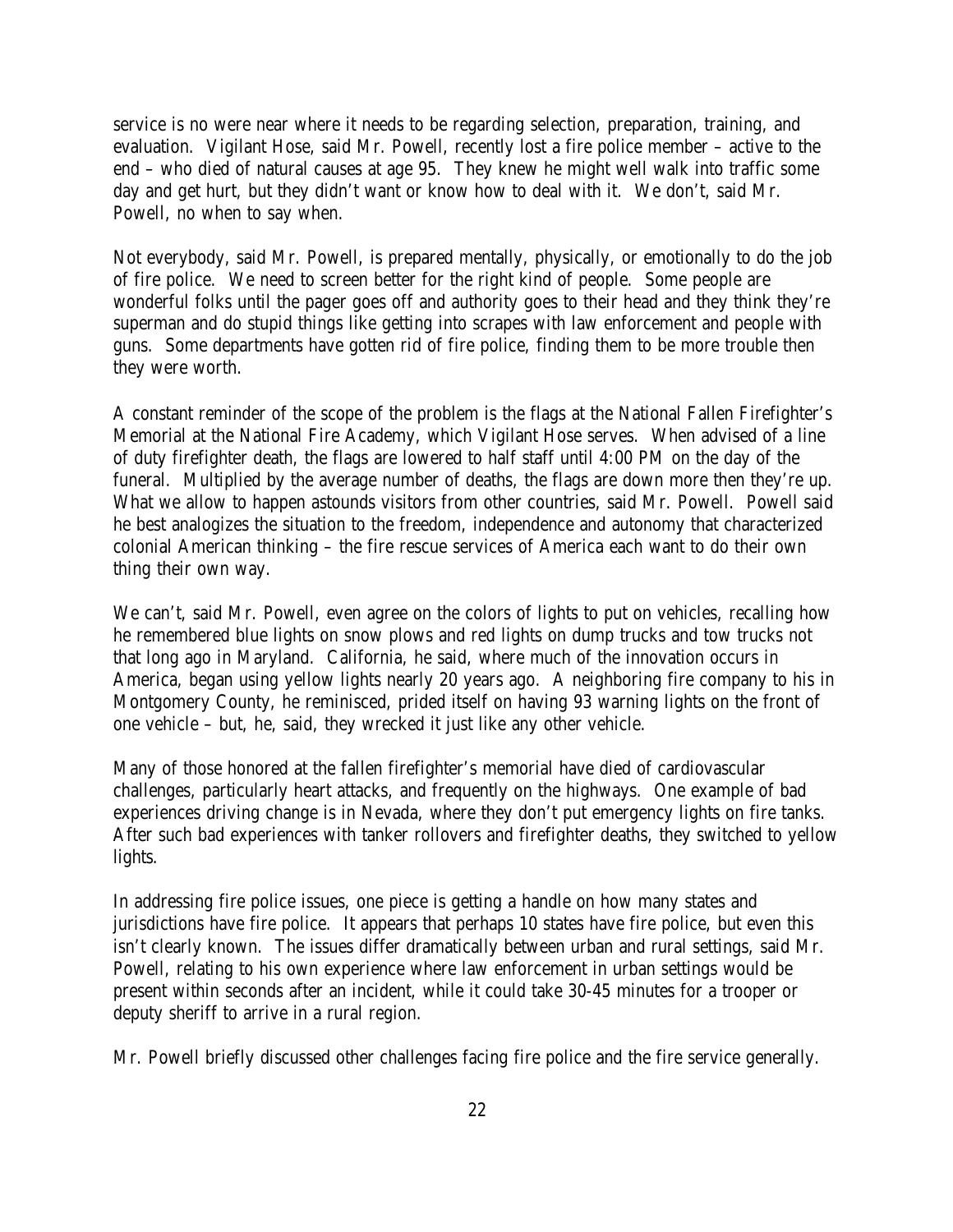service is no were near where it needs to be regarding selection, preparation, training, and evaluation. Vigilant Hose, said Mr. Powell, recently lost a fire police member – active to the end – who died of natural causes at age 95. They knew he might well walk into traffic some day and get hurt, but they didn't want or know how to deal with it. We don't, said Mr. Powell, no when to say when.

Not everybody, said Mr. Powell, is prepared mentally, physically, or emotionally to do the job of fire police. We need to screen better for the right kind of people. Some people are wonderful folks until the pager goes off and authority goes to their head and they think they're superman and do stupid things like getting into scrapes with law enforcement and people with guns. Some departments have gotten rid of fire police, finding them to be more trouble then they were worth.

A constant reminder of the scope of the problem is the flags at the National Fallen Firefighter's Memorial at the National Fire Academy, which Vigilant Hose serves. When advised of a line of duty firefighter death, the flags are lowered to half staff until 4:00 PM on the day of the funeral. Multiplied by the average number of deaths, the flags are down more then they're up. What we allow to happen astounds visitors from other countries, said Mr. Powell. Powell said he best analogizes the situation to the freedom, independence and autonomy that characterized colonial American thinking – the fire rescue services of America each want to do their own thing their own way.

We can't, said Mr. Powell, even agree on the colors of lights to put on vehicles, recalling how he remembered blue lights on snow plows and red lights on dump trucks and tow trucks not that long ago in Maryland. California, he said, where much of the innovation occurs in America, began using yellow lights nearly 20 years ago. A neighboring fire company to his in Montgomery County, he reminisced, prided itself on having 93 warning lights on the front of one vehicle – but, he, said, they wrecked it just like any other vehicle.

Many of those honored at the fallen firefighter's memorial have died of cardiovascular challenges, particularly heart attacks, and frequently on the highways. One example of bad experiences driving change is in Nevada, where they don't put emergency lights on fire tanks. After such bad experiences with tanker rollovers and firefighter deaths, they switched to yellow lights.

In addressing fire police issues, one piece is getting a handle on how many states and jurisdictions have fire police. It appears that perhaps 10 states have fire police, but even this isn't clearly known. The issues differ dramatically between urban and rural settings, said Mr. Powell, relating to his own experience where law enforcement in urban settings would be present within seconds after an incident, while it could take 30-45 minutes for a trooper or deputy sheriff to arrive in a rural region.

Mr. Powell briefly discussed other challenges facing fire police and the fire service generally.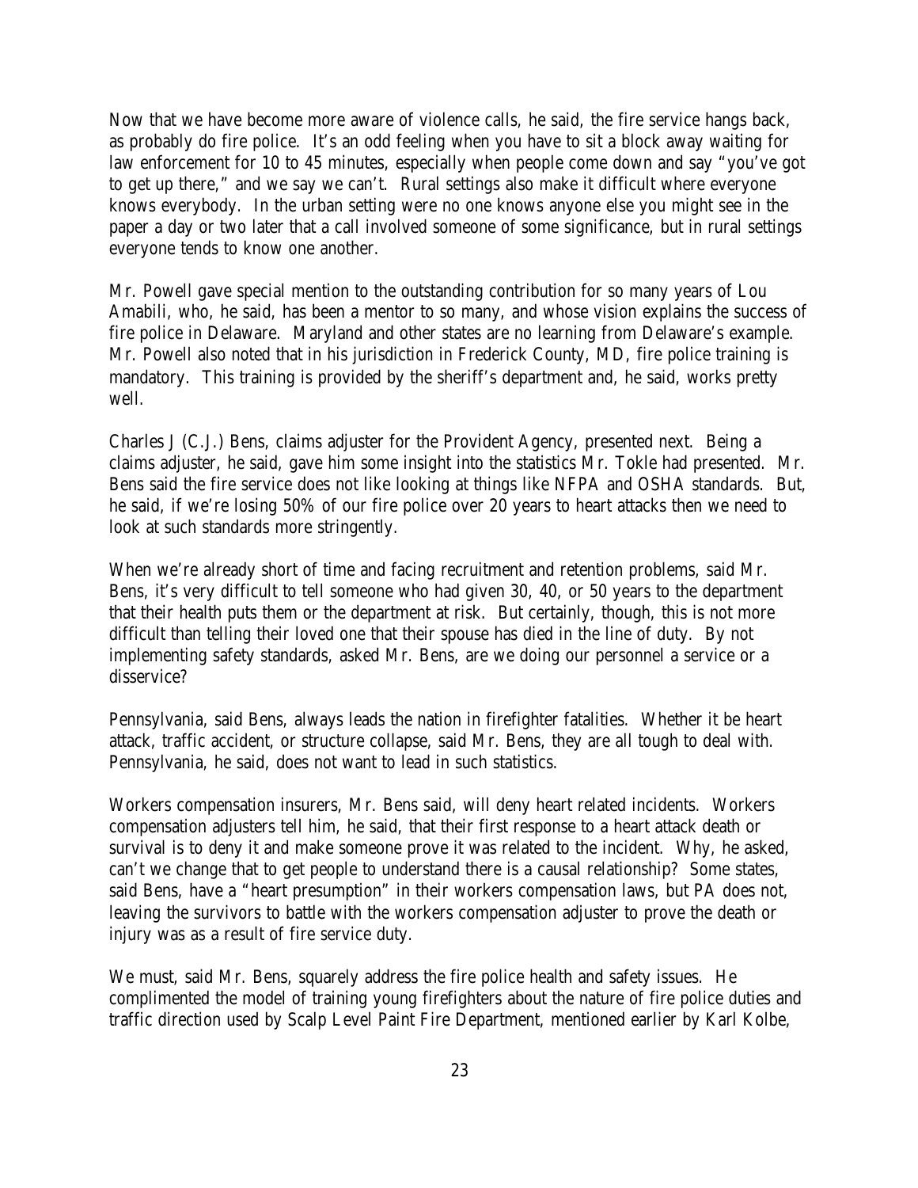Now that we have become more aware of violence calls, he said, the fire service hangs back, as probably do fire police. It's an odd feeling when you have to sit a block away waiting for law enforcement for 10 to 45 minutes, especially when people come down and say "you've got to get up there," and we say we can't. Rural settings also make it difficult where everyone knows everybody. In the urban setting were no one knows anyone else you might see in the paper a day or two later that a call involved someone of some significance, but in rural settings everyone tends to know one another.

Mr. Powell gave special mention to the outstanding contribution for so many years of Lou Amabili, who, he said, has been a mentor to so many, and whose vision explains the success of fire police in Delaware. Maryland and other states are no learning from Delaware's example. Mr. Powell also noted that in his jurisdiction in Frederick County, MD, fire police training is mandatory. This training is provided by the sheriff's department and, he said, works pretty well.

Charles J (C.J.) Bens, claims adjuster for the Provident Agency, presented next. Being a claims adjuster, he said, gave him some insight into the statistics Mr. Tokle had presented. Mr. Bens said the fire service does not like looking at things like NFPA and OSHA standards. But, he said, if we're losing 50% of our fire police over 20 years to heart attacks then we need to look at such standards more stringently.

When we're already short of time and facing recruitment and retention problems, said Mr. Bens, it's very difficult to tell someone who had given 30, 40, or 50 years to the department that their health puts them or the department at risk. But certainly, though, this is not more difficult than telling their loved one that their spouse has died in the line of duty. By not implementing safety standards, asked Mr. Bens, are we doing our personnel a service or a disservice?

Pennsylvania, said Bens, always leads the nation in firefighter fatalities. Whether it be heart attack, traffic accident, or structure collapse, said Mr. Bens, they are all tough to deal with. Pennsylvania, he said, does not want to lead in such statistics.

Workers compensation insurers, Mr. Bens said, will deny heart related incidents. Workers compensation adjusters tell him, he said, that their first response to a heart attack death or survival is to deny it and make someone prove it was related to the incident. Why, he asked, can't we change that to get people to understand there is a causal relationship? Some states, said Bens, have a "heart presumption" in their workers compensation laws, but PA does not, leaving the survivors to battle with the workers compensation adjuster to prove the death or injury was as a result of fire service duty.

We must, said Mr. Bens, squarely address the fire police health and safety issues. He complimented the model of training young firefighters about the nature of fire police duties and traffic direction used by Scalp Level Paint Fire Department, mentioned earlier by Karl Kolbe,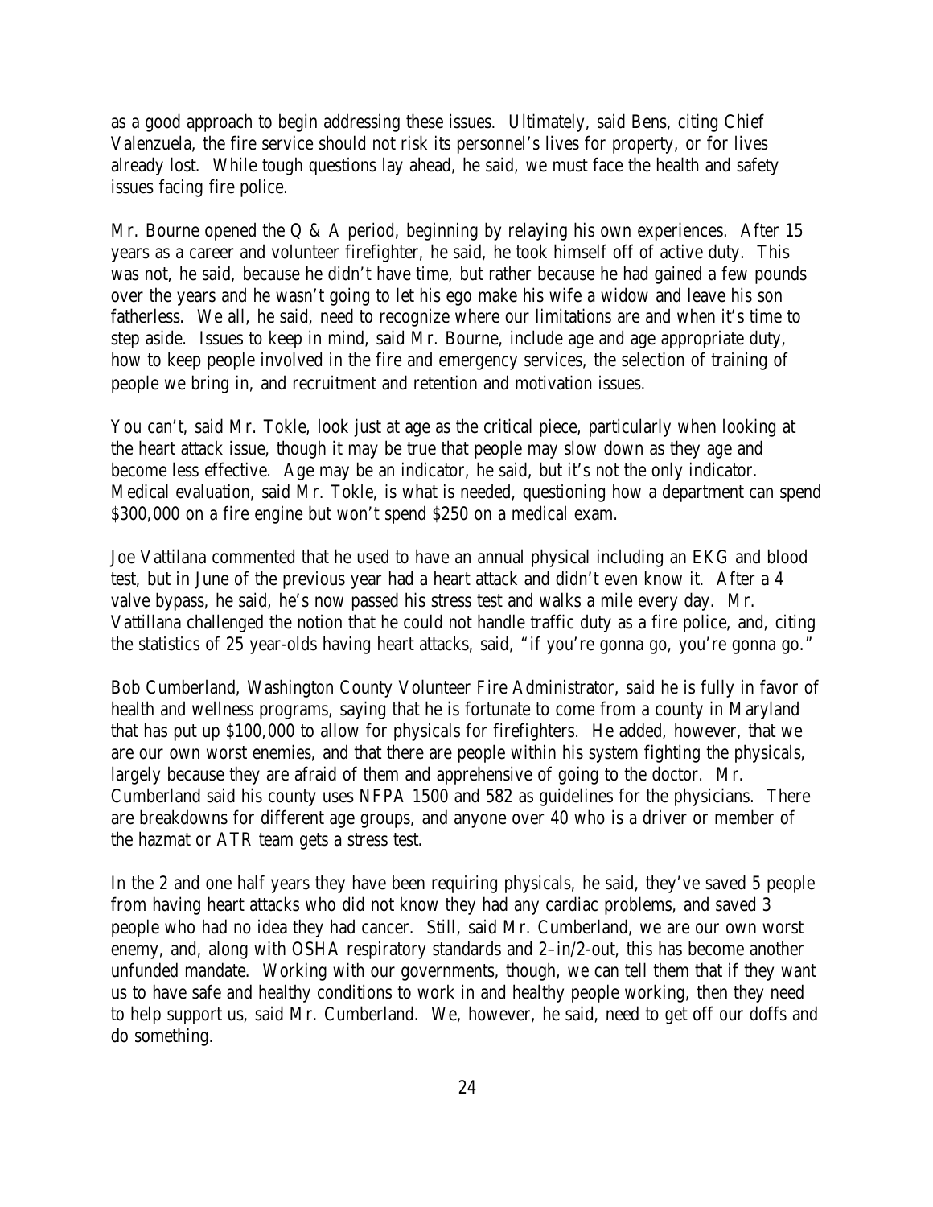as a good approach to begin addressing these issues. Ultimately, said Bens, citing Chief Valenzuela, the fire service should not risk its personnel's lives for property, or for lives already lost. While tough questions lay ahead, he said, we must face the health and safety issues facing fire police.

Mr. Bourne opened the Q & A period, beginning by relaying his own experiences. After 15 years as a career and volunteer firefighter, he said, he took himself off of active duty. This was not, he said, because he didn't have time, but rather because he had gained a few pounds over the years and he wasn't going to let his ego make his wife a widow and leave his son fatherless. We all, he said, need to recognize where our limitations are and when it's time to step aside. Issues to keep in mind, said Mr. Bourne, include age and age appropriate duty, how to keep people involved in the fire and emergency services, the selection of training of people we bring in, and recruitment and retention and motivation issues.

You can't, said Mr. Tokle, look just at age as the critical piece, particularly when looking at the heart attack issue, though it may be true that people may slow down as they age and become less effective. Age may be an indicator, he said, but it's not the only indicator. Medical evaluation, said Mr. Tokle, is what is needed, questioning how a department can spend $300,000 on a fire engine but won't spend $250 on a medical exam.

Joe Vattilana commented that he used to have an annual physical including an EKG and blood test, but in June of the previous year had a heart attack and didn't even know it. After a 4 valve bypass, he said, he's now passed his stress test and walks a mile every day. Mr. Vattillana challenged the notion that he could not handle traffic duty as a fire police, and, citing the statistics of 25 year-olds having heart attacks, said, "if you're gonna go, you're gonna go."

Bob Cumberland, Washington County Volunteer Fire Administrator, said he is fully in favor of health and wellness programs, saying that he is fortunate to come from a county in Maryland that has put up $100,000 to allow for physicals for firefighters. He added, however, that we are our own worst enemies, and that there are people within his system fighting the physicals, largely because they are afraid of them and apprehensive of going to the doctor. Mr. Cumberland said his county uses NFPA 1500 and 582 as guidelines for the physicians. There are breakdowns for different age groups, and anyone over 40 who is a driver or member of the hazmat or ATR team gets a stress test.

In the 2 and one half years they have been requiring physicals, he said, they've saved 5 people from having heart attacks who did not know they had any cardiac problems, and saved 3 people who had no idea they had cancer. Still, said Mr. Cumberland, we are our own worst enemy, and, along with OSHA respiratory standards and 2–in/2-out, this has become another unfunded mandate. Working with our governments, though, we can tell them that if they want us to have safe and healthy conditions to work in and healthy people working, then they need to help support us, said Mr. Cumberland. We, however, he said, need to get off our doffs and do something.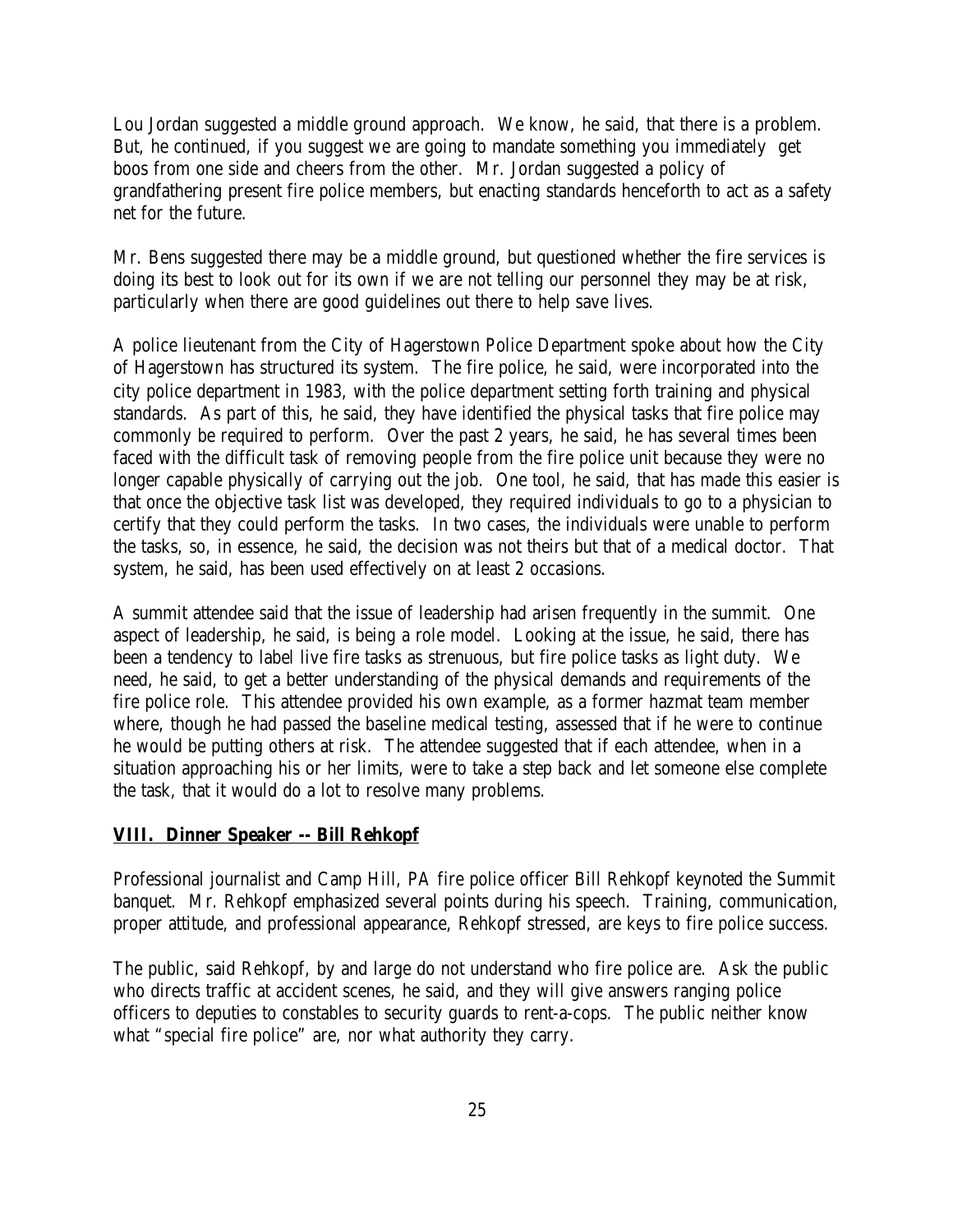Lou Jordan suggested a middle ground approach. We know, he said, that there is a problem. But, he continued, if you suggest we are going to mandate something you immediately get boos from one side and cheers from the other. Mr. Jordan suggested a policy of grandfathering present fire police members, but enacting standards henceforth to act as a safety net for the future.

Mr. Bens suggested there may be a middle ground, but questioned whether the fire services is doing its best to look out for its own if we are not telling our personnel they may be at risk, particularly when there are good guidelines out there to help save lives.

A police lieutenant from the City of Hagerstown Police Department spoke about how the City of Hagerstown has structured its system. The fire police, he said, were incorporated into the city police department in 1983, with the police department setting forth training and physical standards. As part of this, he said, they have identified the physical tasks that fire police may commonly be required to perform. Over the past 2 years, he said, he has several times been faced with the difficult task of removing people from the fire police unit because they were no longer capable physically of carrying out the job. One tool, he said, that has made this easier is that once the objective task list was developed, they required individuals to go to a physician to certify that they could perform the tasks. In two cases, the individuals were unable to perform the tasks, so, in essence, he said, the decision was not theirs but that of a medical doctor. That system, he said, has been used effectively on at least 2 occasions.

A summit attendee said that the issue of leadership had arisen frequently in the summit. One aspect of leadership, he said, is being a role model. Looking at the issue, he said, there has been a tendency to label live fire tasks as strenuous, but fire police tasks as light duty. We need, he said, to get a better understanding of the physical demands and requirements of the fire police role. This attendee provided his own example, as a former hazmat team member where, though he had passed the baseline medical testing, assessed that if he were to continue he would be putting others at risk. The attendee suggested that if each attendee, when in a situation approaching his or her limits, were to take a step back and let someone else complete the task, that it would do a lot to resolve many problems.

## VIII. Dinner Speaker -- Bill Rehkopf

Professional journalist and Camp Hill, PA fire police officer Bill Rehkopf keynoted the Summit banquet. Mr. Rehkopf emphasized several points during his speech. Training, communication, proper attitude, and professional appearance, Rehkopf stressed, are keys to fire police success.

The public, said Rehkopf, by and large do not understand who fire police are. Ask the public who directs traffic at accident scenes, he said, and they will give answers ranging police officers to deputies to constables to security guards to rent-a-cops. The public neither know what "special fire police" are, nor what authority they carry.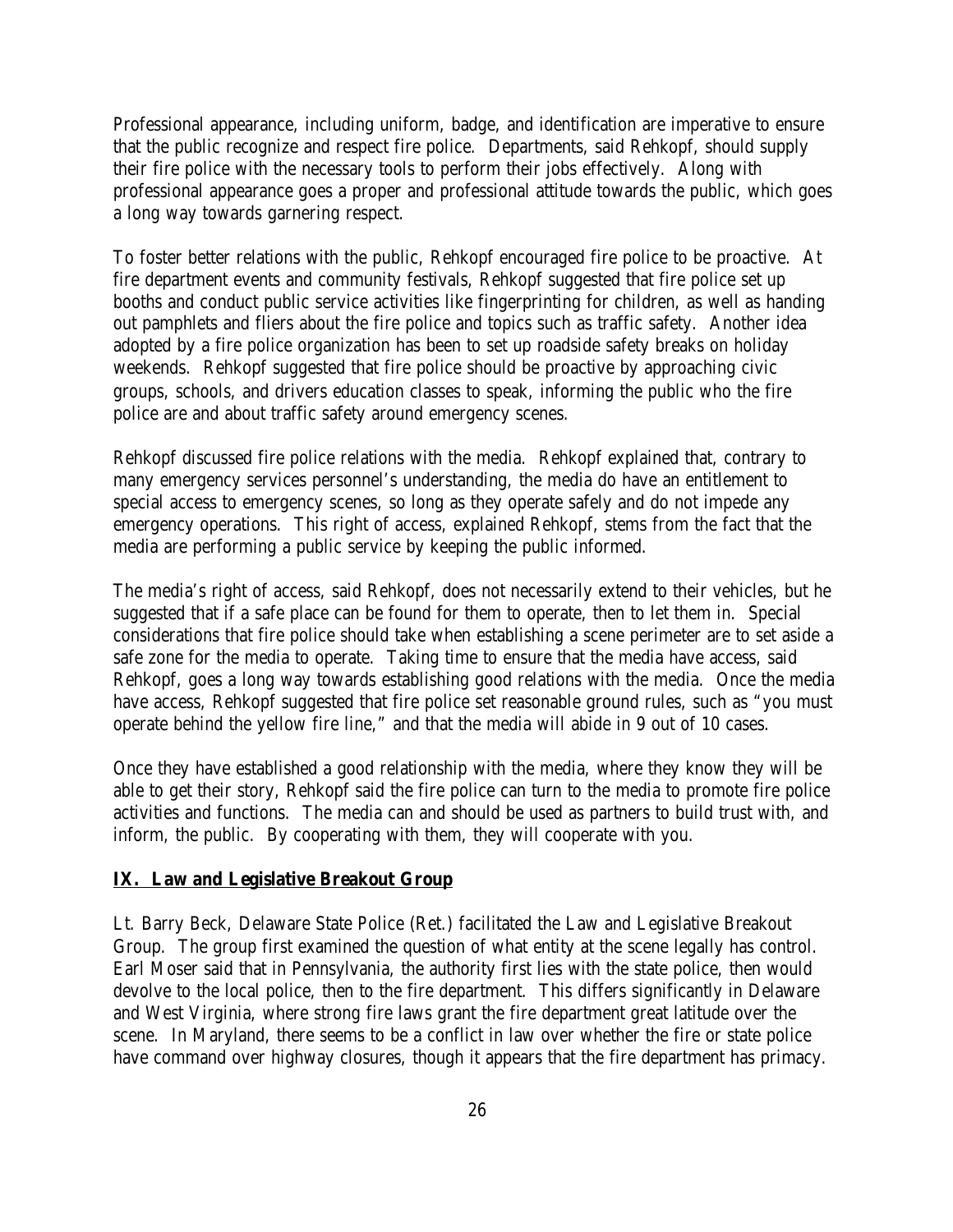Professional appearance, including uniform, badge, and identification are imperative to ensure that the public recognize and respect fire police. Departments, said Rehkopf, should supply their fire police with the necessary tools to perform their jobs effectively. Along with professional appearance goes a proper and professional attitude towards the public, which goes a long way towards garnering respect.

To foster better relations with the public, Rehkopf encouraged fire police to be proactive. At fire department events and community festivals, Rehkopf suggested that fire police set up booths and conduct public service activities like fingerprinting for children, as well as handing out pamphlets and fliers about the fire police and topics such as traffic safety. Another idea adopted by a fire police organization has been to set up roadside safety breaks on holiday weekends. Rehkopf suggested that fire police should be proactive by approaching civic groups, schools, and drivers education classes to speak, informing the public who the fire police are and about traffic safety around emergency scenes.

Rehkopf discussed fire police relations with the media. Rehkopf explained that, contrary to many emergency services personnel's understanding, the media do have an entitlement to special access to emergency scenes, so long as they operate safely and do not impede any emergency operations. This right of access, explained Rehkopf, stems from the fact that the media are performing a public service by keeping the public informed.

The media's right of access, said Rehkopf, does not necessarily extend to their vehicles, but he suggested that if a safe place can be found for them to operate, then to let them in. Special considerations that fire police should take when establishing a scene perimeter are to set aside a safe zone for the media to operate. Taking time to ensure that the media have access, said Rehkopf, goes a long way towards establishing good relations with the media. Once the media have access, Rehkopf suggested that fire police set reasonable ground rules, such as "you must operate behind the yellow fire line," and that the media will abide in 9 out of 10 cases.

Once they have established a good relationship with the media, where they know they will be able to get their story, Rehkopf said the fire police can turn to the media to promote fire police activities and functions. The media can and should be used as partners to build trust with, and inform, the public. By cooperating with them, they will cooperate with you.

## IX. Law and Legislative Breakout Group

Lt. Barry Beck, Delaware State Police (Ret.) facilitated the Law and Legislative Breakout Group. The group first examined the question of what entity at the scene legally has control. Earl Moser said that in Pennsylvania, the authority first lies with the state police, then would devolve to the local police, then to the fire department. This differs significantly in Delaware and West Virginia, where strong fire laws grant the fire department great latitude over the scene. In Maryland, there seems to be a conflict in law over whether the fire or state police have command over highway closures, though it appears that the fire department has primacy.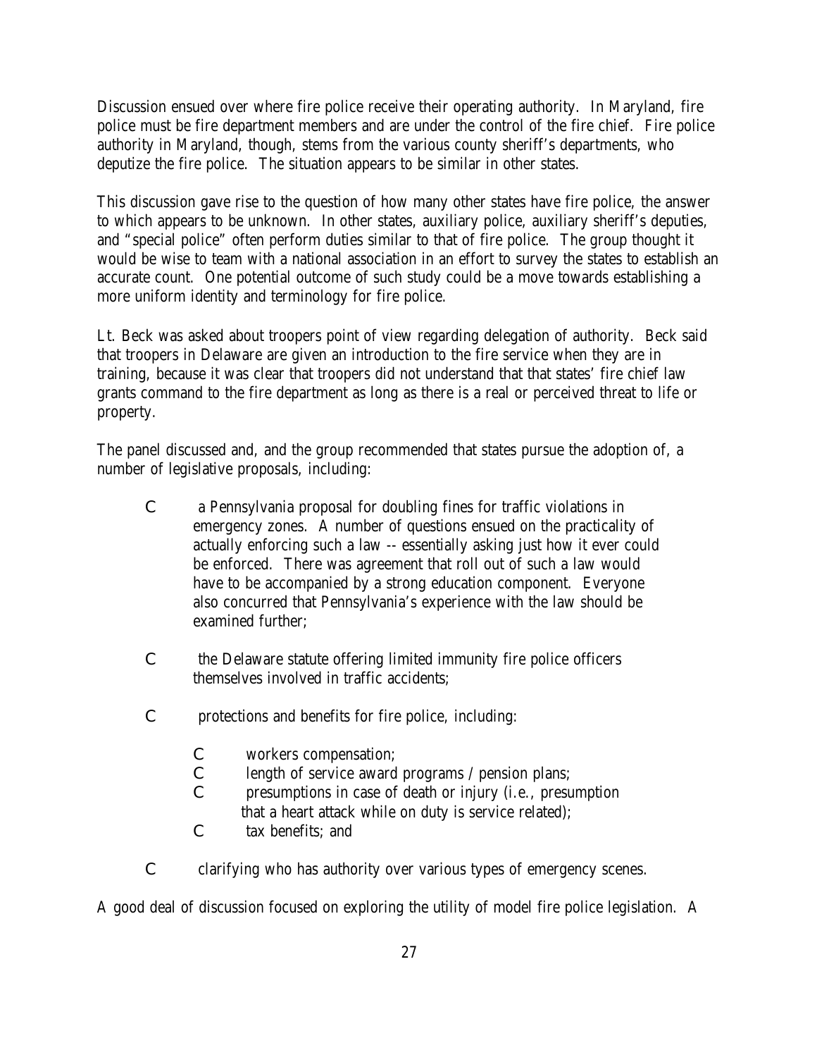Discussion ensued over where fire police receive their operating authority. In Maryland, fire police must be fire department members and are under the control of the fire chief. Fire police authority in Maryland, though, stems from the various county sheriff's departments, who deputize the fire police. The situation appears to be similar in other states.

This discussion gave rise to the question of how many other states have fire police, the answer to which appears to be unknown. In other states, auxiliary police, auxiliary sheriff's deputies, and "special police" often perform duties similar to that of fire police. The group thought it would be wise to team with a national association in an effort to survey the states to establish an accurate count. One potential outcome of such study could be a move towards establishing a more uniform identity and terminology for fire police.

Lt. Beck was asked about troopers point of view regarding delegation of authority. Beck said that troopers in Delaware are given an introduction to the fire service when they are in training, because it was clear that troopers did not understand that that states' fire chief law grants command to the fire department as long as there is a real or perceived threat to life or property.

The panel discussed and, and the group recommended that states pursue the adoption of, a number of legislative proposals, including:

- a Pennsylvania proposal for doubling fines for traffic violations in emergency zones. A number of questions ensued on the practicality of actually enforcing such a law -- essentially asking just how it ever could be enforced. There was agreement that roll out of such a law would have to be accompanied by a strong education component. Everyone also concurred that Pennsylvania's experience with the law should be examined further;
- the Delaware statute offering limited immunity fire police officers themselves involved in traffic accidents;
- protections and benefits for fire police, including:
  - workers compensation;
  - length of service award programs / pension plans;
  - presumptions in case of death or injury (i.e., presumption that a heart attack while on duty is service related);
  - tax benefits; and
- clarifying who has authority over various types of emergency scenes.

A good deal of discussion focused on exploring the utility of model fire police legislation. A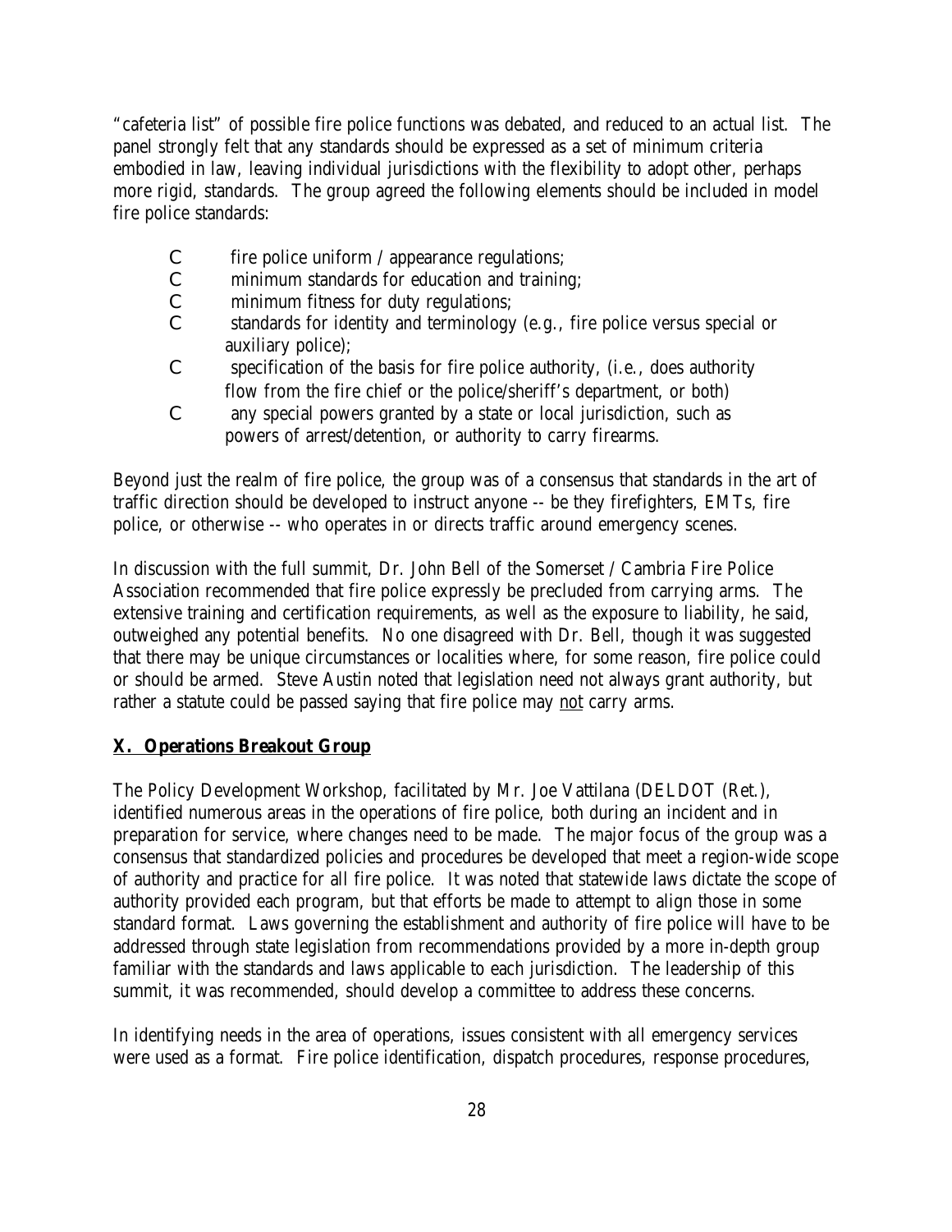"cafeteria list" of possible fire police functions was debated, and reduced to an actual list. The panel strongly felt that any standards should be expressed as a set of minimum criteria embodied in law, leaving individual jurisdictions with the flexibility to adopt other, perhaps more rigid, standards. The group agreed the following elements should be included in model fire police standards:

- fire police uniform / appearance regulations;
- minimum standards for education and training;
- minimum fitness for duty regulations;
- standards for identity and terminology (e.g., fire police versus special or auxiliary police);
- specification of the basis for fire police authority, (i.e., does authority flow from the fire chief or the police/sheriff's department, or both)
- any special powers granted by a state or local jurisdiction, such as powers of arrest/detention, or authority to carry firearms.

Beyond just the realm of fire police, the group was of a consensus that standards in the art of traffic direction should be developed to instruct anyone -- be they firefighters, EMTs, fire police, or otherwise -- who operates in or directs traffic around emergency scenes.

In discussion with the full summit, Dr. John Bell of the Somerset / Cambria Fire Police Association recommended that fire police expressly be precluded from carrying arms. The extensive training and certification requirements, as well as the exposure to liability, he said, outweighed any potential benefits. No one disagreed with Dr. Bell, though it was suggested that there may be unique circumstances or localities where, for some reason, fire police could or should be armed. Steve Austin noted that legislation need not always grant authority, but rather a statute could be passed saying that fire police may not carry arms.

## X. Operations Breakout Group

The Policy Development Workshop, facilitated by Mr. Joe Vattilana (DELDOT (Ret.), identified numerous areas in the operations of fire police, both during an incident and in preparation for service, where changes need to be made. The major focus of the group was a consensus that standardized policies and procedures be developed that meet a region-wide scope of authority and practice for all fire police. It was noted that statewide laws dictate the scope of authority provided each program, but that efforts be made to attempt to align those in some standard format. Laws governing the establishment and authority of fire police will have to be addressed through state legislation from recommendations provided by a more in-depth group familiar with the standards and laws applicable to each jurisdiction. The leadership of this summit, it was recommended, should develop a committee to address these concerns.

In identifying needs in the area of operations, issues consistent with all emergency services were used as a format. Fire police identification, dispatch procedures, response procedures,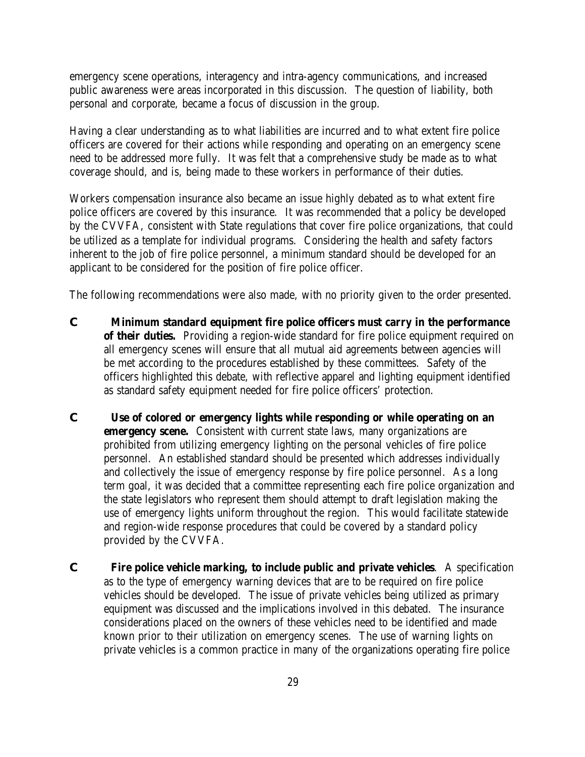emergency scene operations, interagency and intra-agency communications, and increased public awareness were areas incorporated in this discussion. The question of liability, both personal and corporate, became a focus of discussion in the group.

Having a clear understanding as to what liabilities are incurred and to what extent fire police officers are covered for their actions while responding and operating on an emergency scene need to be addressed more fully. It was felt that a comprehensive study be made as to what coverage should, and is, being made to these workers in performance of their duties.

Workers compensation insurance also became an issue highly debated as to what extent fire police officers are covered by this insurance. It was recommended that a policy be developed by the CVVFA, consistent with State regulations that cover fire police organizations, that could be utilized as a template for individual programs. Considering the health and safety factors inherent to the job of fire police personnel, a minimum standard should be developed for an applicant to be considered for the position of fire police officer.

The following recommendations were also made, with no priority given to the order presented.

- **Minimum standard equipment fire police officers must carry in the performance of their duties.** Providing a region-wide standard for fire police equipment required on all emergency scenes will ensure that all mutual aid agreements between agencies will be met according to the procedures established by these committees. Safety of the officers highlighted this debate, with reflective apparel and lighting equipment identified as standard safety equipment needed for fire police officers' protection.

- **Use of colored or emergency lights while responding or while operating on an emergency scene.** Consistent with current state laws, many organizations are prohibited from utilizing emergency lighting on the personal vehicles of fire police personnel. An established standard should be presented which addresses individually and collectively the issue of emergency response by fire police personnel. As a long term goal, it was decided that a committee representing each fire police organization and the state legislators who represent them should attempt to draft legislation making the use of emergency lights uniform throughout the region. This would facilitate statewide and region-wide response procedures that could be covered by a standard policy provided by the CVVFA.

- **Fire police vehicle marking, to include public and private vehicles**. A specification as to the type of emergency warning devices that are to be required on fire police vehicles should be developed. The issue of private vehicles being utilized as primary equipment was discussed and the implications involved in this debated. The insurance considerations placed on the owners of these vehicles need to be identified and made known prior to their utilization on emergency scenes. The use of warning lights on private vehicles is a common practice in many of the organizations operating fire police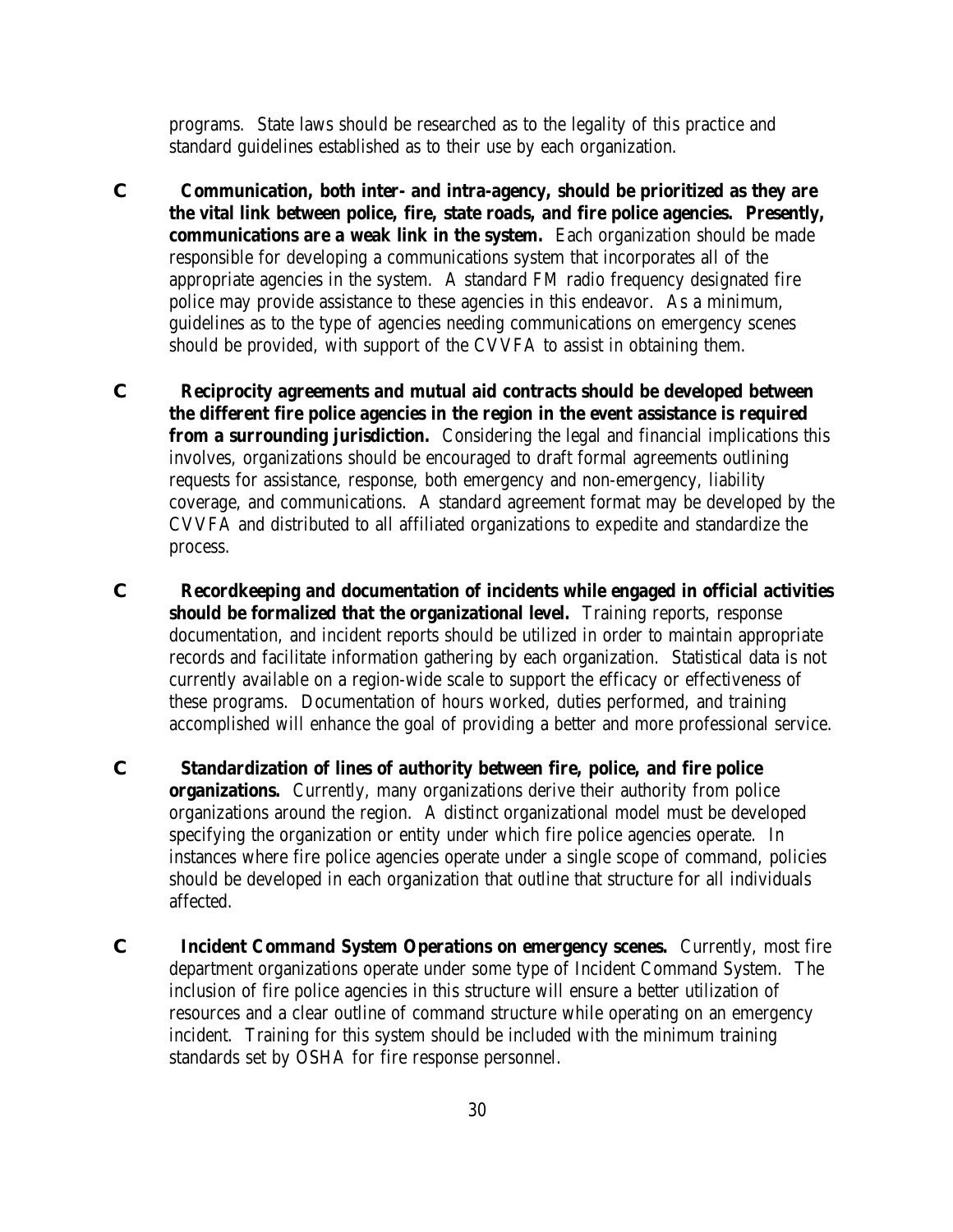programs. State laws should be researched as to the legality of this practice and standard guidelines established as to their use by each organization.

- **Communication, both inter- and intra-agency, should be prioritized as they are the vital link between police, fire, state roads, and fire police agencies. Presently, communications are a weak link in the system.** Each organization should be made responsible for developing a communications system that incorporates all of the appropriate agencies in the system. A standard FM radio frequency designated fire police may provide assistance to these agencies in this endeavor. As a minimum, guidelines as to the type of agencies needing communications on emergency scenes should be provided, with support of the CVVFA to assist in obtaining them.

- **Reciprocity agreements and mutual aid contracts should be developed between the different fire police agencies in the region in the event assistance is required from a surrounding jurisdiction.** Considering the legal and financial implications this involves, organizations should be encouraged to draft formal agreements outlining requests for assistance, response, both emergency and non-emergency, liability coverage, and communications. A standard agreement format may be developed by the CVVFA and distributed to all affiliated organizations to expedite and standardize the process.

- **Recordkeeping and documentation of incidents while engaged in official activities should be formalized that the organizational level.** Training reports, response documentation, and incident reports should be utilized in order to maintain appropriate records and facilitate information gathering by each organization. Statistical data is not currently available on a region-wide scale to support the efficacy or effectiveness of these programs. Documentation of hours worked, duties performed, and training accomplished will enhance the goal of providing a better and more professional service.

- **Standardization of lines of authority between fire, police, and fire police organizations.** Currently, many organizations derive their authority from police organizations around the region. A distinct organizational model must be developed specifying the organization or entity under which fire police agencies operate. In instances where fire police agencies operate under a single scope of command, policies should be developed in each organization that outline that structure for all individuals affected.

- **Incident Command System Operations on emergency scenes.** Currently, most fire department organizations operate under some type of Incident Command System. The inclusion of fire police agencies in this structure will ensure a better utilization of resources and a clear outline of command structure while operating on an emergency incident. Training for this system should be included with the minimum training standards set by OSHA for fire response personnel.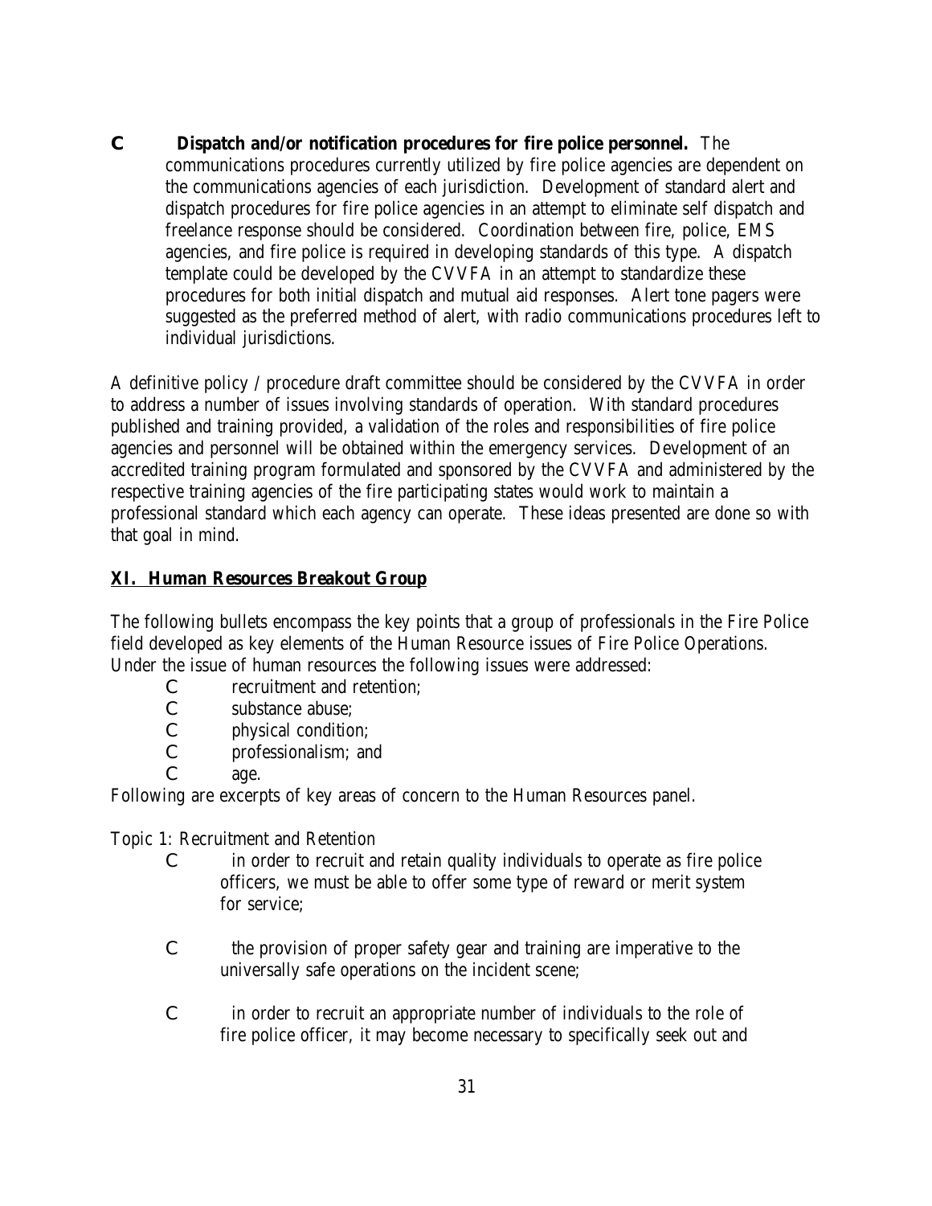- **Dispatch and/or notification procedures for fire police personnel.** The communications procedures currently utilized by fire police agencies are dependent on the communications agencies of each jurisdiction. Development of standard alert and dispatch procedures for fire police agencies in an attempt to eliminate self dispatch and freelance response should be considered. Coordination between fire, police, EMS agencies, and fire police is required in developing standards of this type. A dispatch template could be developed by the CVVFA in an attempt to standardize these procedures for both initial dispatch and mutual aid responses. Alert tone pagers were suggested as the preferred method of alert, with radio communications procedures left to individual jurisdictions.

A definitive policy / procedure draft committee should be considered by the CVVFA in order to address a number of issues involving standards of operation. With standard procedures published and training provided, a validation of the roles and responsibilities of fire police agencies and personnel will be obtained within the emergency services. Development of an accredited training program formulated and sponsored by the CVVFA and administered by the respective training agencies of the fire participating states would work to maintain a professional standard which each agency can operate. These ideas presented are done so with that goal in mind.

## XI. Human Resources Breakout Group

The following bullets encompass the key points that a group of professionals in the Fire Police field developed as key elements of the Human Resource issues of Fire Police Operations. Under the issue of human resources the following issues were addressed:

- recruitment and retention;
- substance abuse;
- physical condition;
- professionalism; and
- age.

Following are excerpts of key areas of concern to the Human Resources panel.

Topic 1: Recruitment and Retention

- in order to recruit and retain quality individuals to operate as fire police officers, we must be able to offer some type of reward or merit system for service;
- the provision of proper safety gear and training are imperative to the universally safe operations on the incident scene;
- in order to recruit an appropriate number of individuals to the role of fire police officer, it may become necessary to specifically seek out and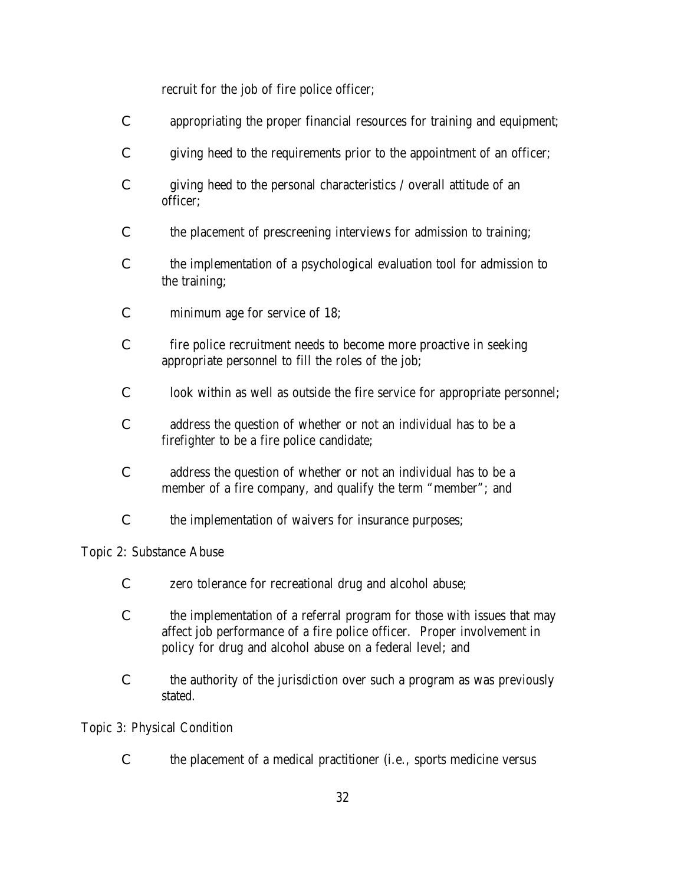recruit for the job of fire police officer;

- appropriating the proper financial resources for training and equipment;
- giving heed to the requirements prior to the appointment of an officer;
- giving heed to the personal characteristics / overall attitude of an officer;
- the placement of prescreening interviews for admission to training;
- the implementation of a psychological evaluation tool for admission to the training;
- minimum age for service of 18;
- fire police recruitment needs to become more proactive in seeking appropriate personnel to fill the roles of the job;
- look within as well as outside the fire service for appropriate personnel;
- address the question of whether or not an individual has to be a firefighter to be a fire police candidate;
- address the question of whether or not an individual has to be a member of a fire company, and qualify the term "member"; and
- the implementation of waivers for insurance purposes;

Topic 2: Substance Abuse

- zero tolerance for recreational drug and alcohol abuse;
- the implementation of a referral program for those with issues that may affect job performance of a fire police officer. Proper involvement in policy for drug and alcohol abuse on a federal level; and
- the authority of the jurisdiction over such a program as was previously stated.

Topic 3: Physical Condition

- the placement of a medical practitioner (i.e., sports medicine versus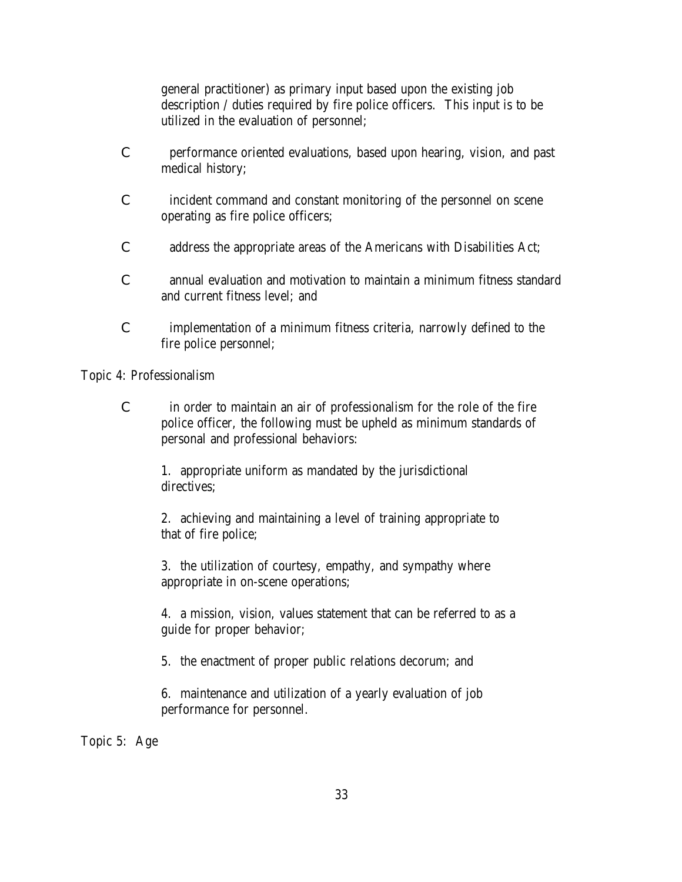general practitioner) as primary input based upon the existing job description / duties required by fire police officers. This input is to be utilized in the evaluation of personnel;

- performance oriented evaluations, based upon hearing, vision, and past medical history;
- incident command and constant monitoring of the personnel on scene operating as fire police officers;
- address the appropriate areas of the Americans with Disabilities Act;
- annual evaluation and motivation to maintain a minimum fitness standard and current fitness level; and
- implementation of a minimum fitness criteria, narrowly defined to the fire police personnel;

Topic 4: Professionalism

- in order to maintain an air of professionalism for the role of the fire police officer, the following must be upheld as minimum standards of personal and professional behaviors:

  1. appropriate uniform as mandated by the jurisdictional directives;

  2. achieving and maintaining a level of training appropriate to that of fire police;

  3. the utilization of courtesy, empathy, and sympathy where appropriate in on-scene operations;

  4. a mission, vision, values statement that can be referred to as a guide for proper behavior;

  5. the enactment of proper public relations decorum; and

  6. maintenance and utilization of a yearly evaluation of job performance for personnel.

Topic 5: Age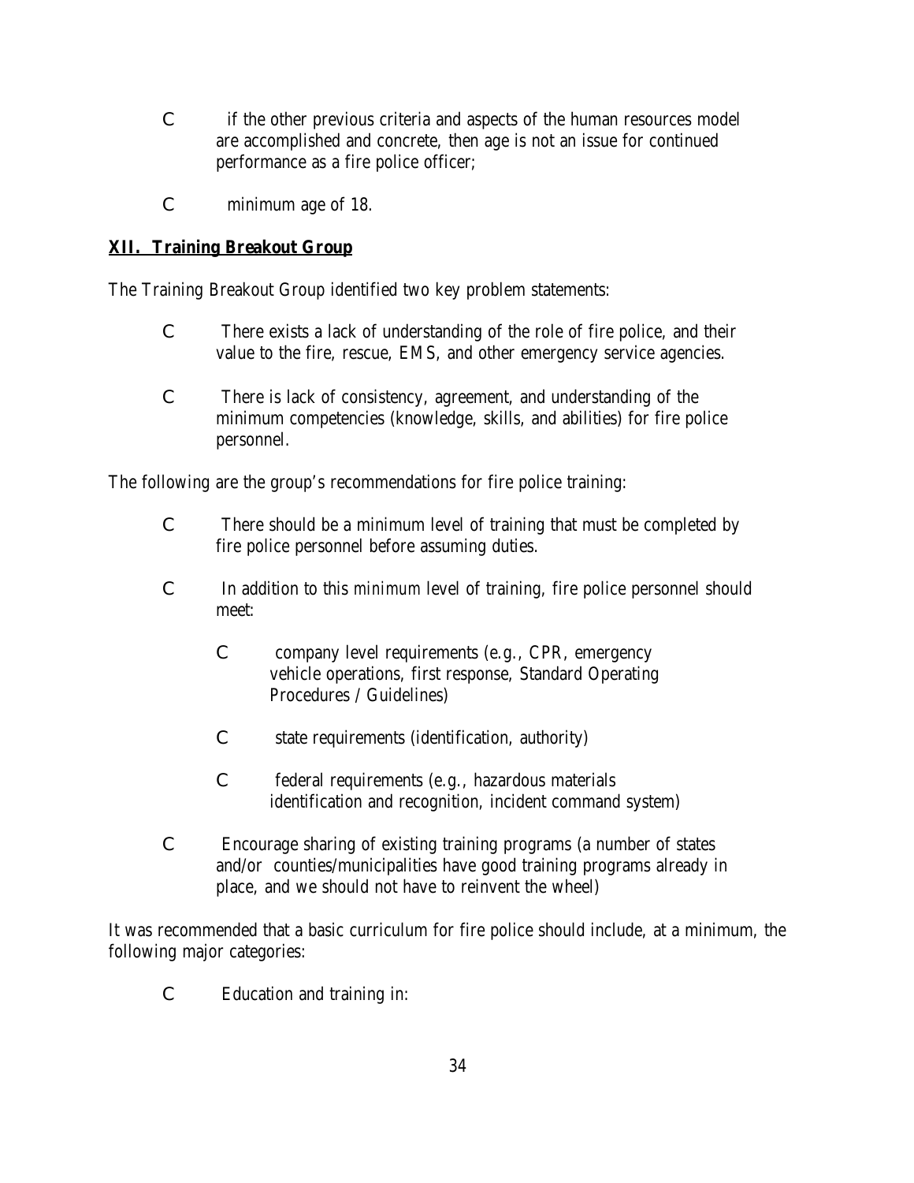- if the other previous criteria and aspects of the human resources model are accomplished and concrete, then age is not an issue for continued performance as a fire police officer;
- minimum age of 18.

## **XII. Training Breakout Group**

The Training Breakout Group identified two key problem statements:

- There exists a lack of understanding of the role of fire police, and their value to the fire, rescue, EMS, and other emergency service agencies.
- There is lack of consistency, agreement, and understanding of the minimum competencies (knowledge, skills, and abilities) for fire police personnel.

The following are the group's recommendations for fire police training:

- There should be a minimum level of training that must be completed by fire police personnel before assuming duties.
- In addition to this *minimum* level of training, fire police personnel should meet:
  - company level requirements (e.g., CPR, emergency vehicle operations, first response, Standard Operating Procedures / Guidelines)
  - state requirements (identification, authority)
  - federal requirements (e.g., hazardous materials identification and recognition, incident command system)
- Encourage sharing of existing training programs (a number of states and/or counties/municipalities have good training programs already in place, and we should not have to reinvent the wheel)

It was recommended that a basic curriculum for fire police should include, at a minimum, the following major categories:

- Education and training in: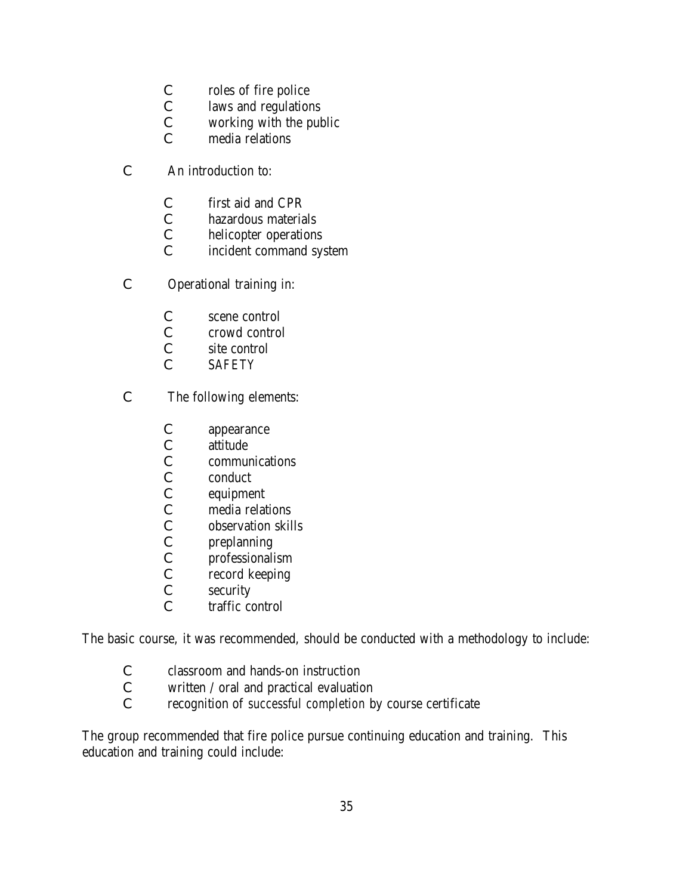- roles of fire police
    - laws and regulations
    - working with the public
    - media relations

- An introduction to:

    - first aid and CPR
    - hazardous materials
    - helicopter operations
    - incident command system

- Operational training in:

    - scene control
    - crowd control
    - site control
    - SAFETY

- The following elements:

    - appearance
    - attitude
    - communications
    - conduct
    - equipment
    - media relations
    - observation skills
    - preplanning
    - professionalism
    - record keeping
    - security
    - traffic control

The basic course, it was recommended, should be conducted with a methodology to include:

- classroom and hands-on instruction
- written / oral and practical evaluation
- recognition of *successful completion* by course certificate

The group recommended that fire police pursue continuing education and training. This education and training could include: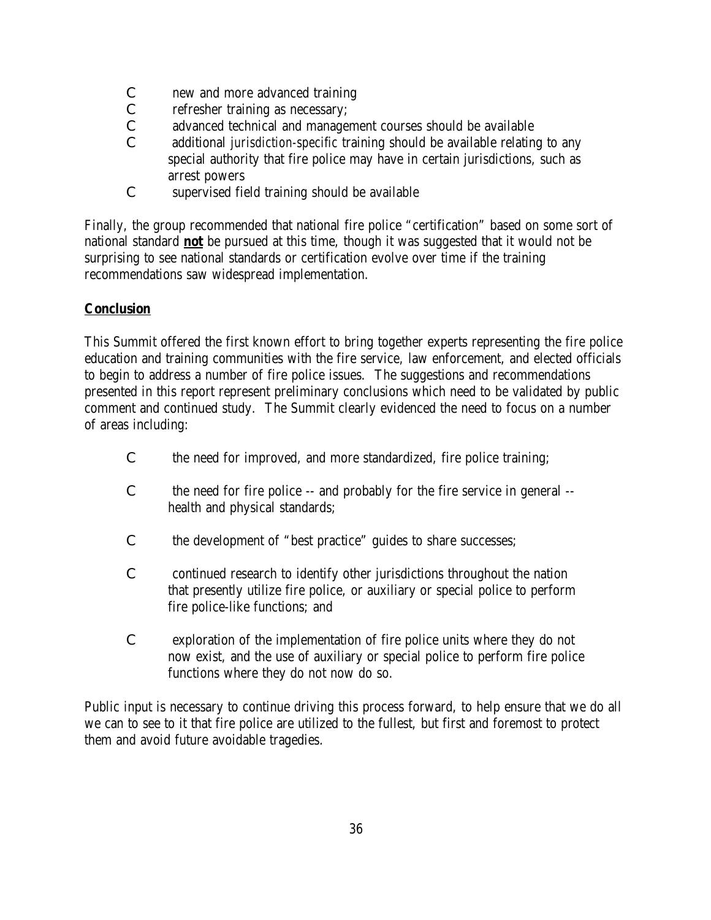- new and more advanced training
- refresher training as necessary;
- advanced technical and management courses should be available
- additional *jurisdiction-specific* training should be available relating to any special authority that fire police may have in certain jurisdictions, such as arrest powers
- supervised field training should be available

Finally, the group recommended that national fire police "certification" based on some sort of national standard **not** be pursued at this time, though it was suggested that it would not be surprising to see national standards or certification evolve over time if the training recommendations saw widespread implementation.

## Conclusion

This Summit offered the first known effort to bring together experts representing the fire police education and training communities with the fire service, law enforcement, and elected officials to begin to address a number of fire police issues. The suggestions and recommendations presented in this report represent preliminary conclusions which need to be validated by public comment and continued study. The Summit clearly evidenced the need to focus on a number of areas including:

- the need for improved, and more standardized, fire police training;
- the need for fire police -- and probably for the fire service in general -- health and physical standards;
- the development of "best practice" guides to share successes;
- continued research to identify other jurisdictions throughout the nation that presently utilize fire police, or auxiliary or special police to perform fire police-like functions; and
- exploration of the implementation of fire police units where they do not now exist, and the use of auxiliary or special police to perform fire police functions where they do not now do so.

Public input is necessary to continue driving this process forward, to help ensure that we do all we can to see to it that fire police are utilized to the fullest, but first and foremost to protect them and avoid future avoidable tragedies.